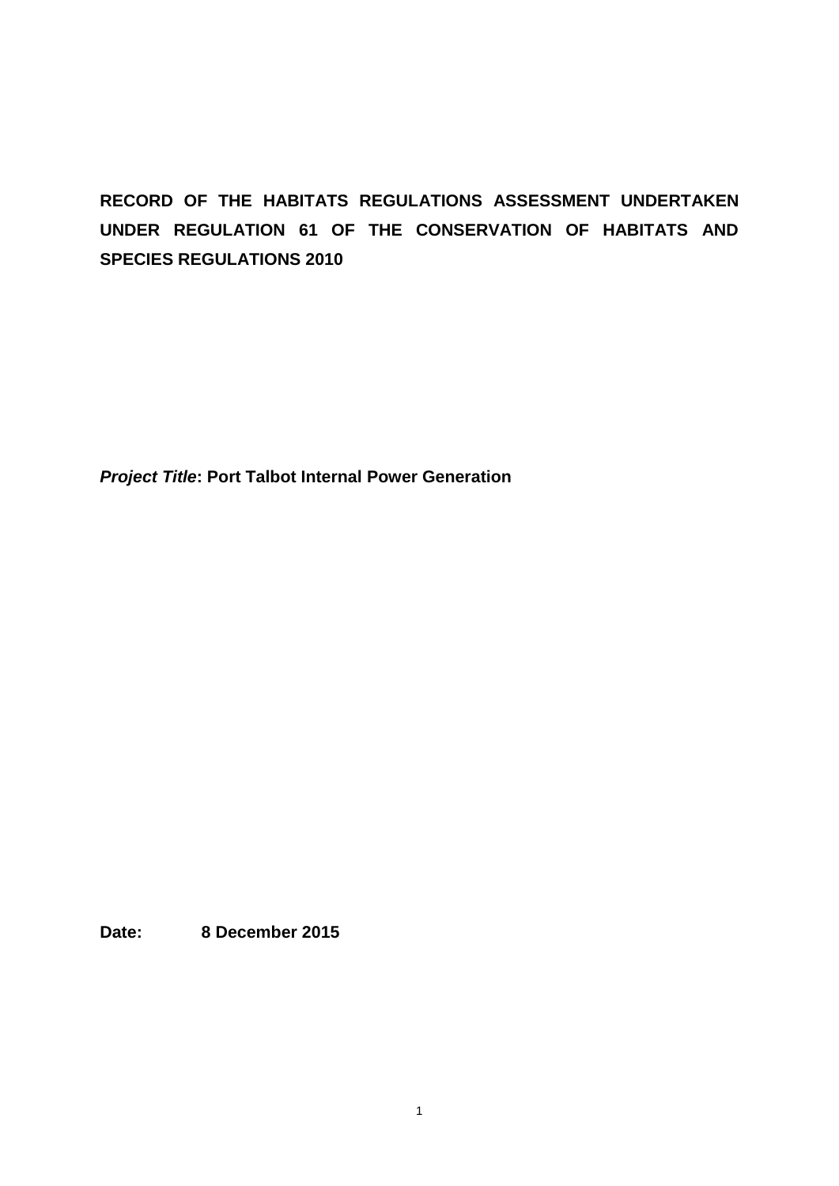# RECORD OF THE HABITATS REGULATIONS ASSESSMENT UNDERTAKEN UNDER REGULATION 61 OF THE CONSERVATION OF HABITATS AND SPECIES REGULATIONS 2010

***Project Title*: Port Talbot Internal Power Generation**

**Date: 8 December 2015**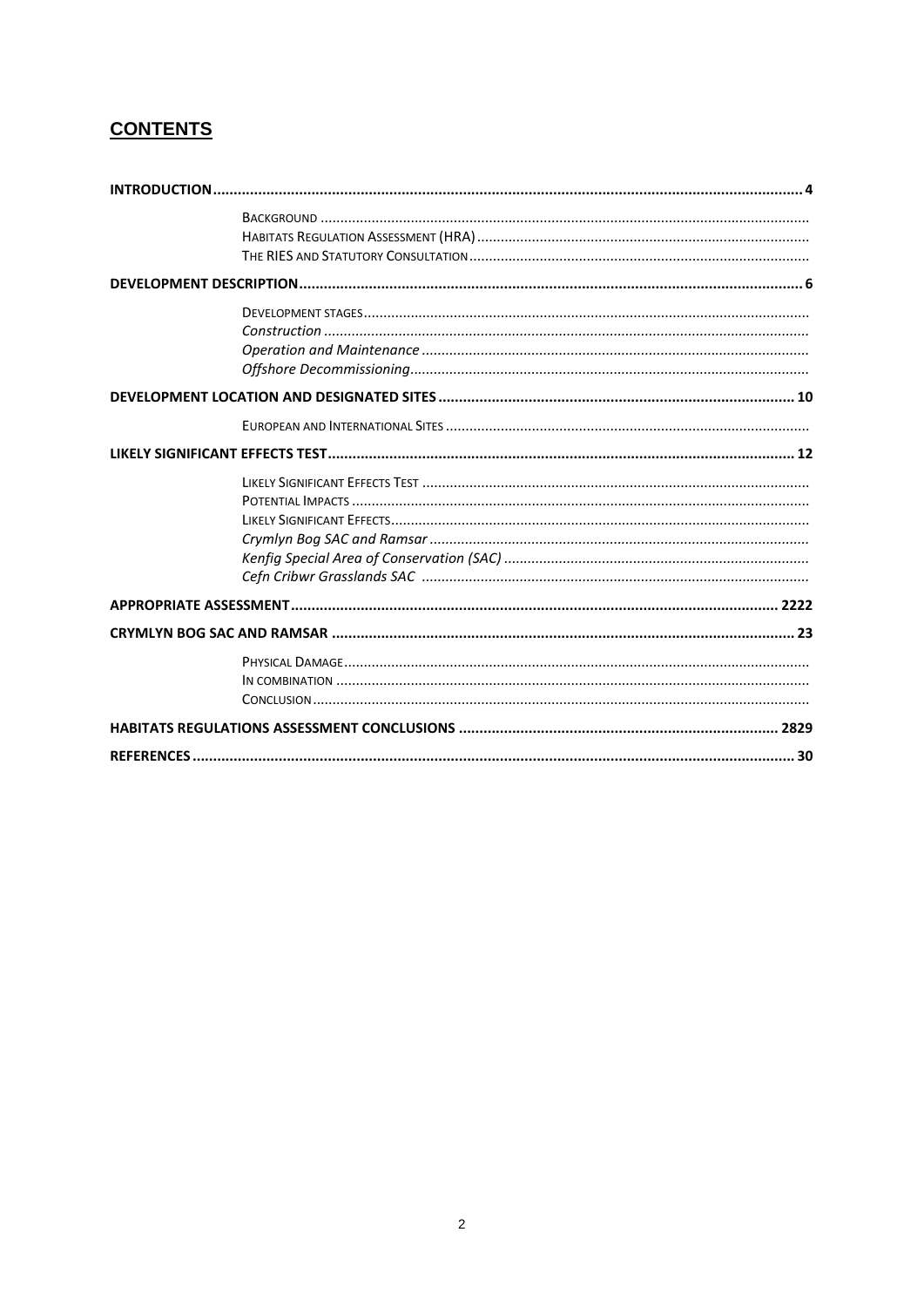## CONTENTS

**INTRODUCTION** .......... **4**

- BACKGROUND ..........
- HABITATS REGULATION ASSESSMENT (HRA) ..........
- THE RIES AND STATUTORY CONSULTATION ..........

**DEVELOPMENT DESCRIPTION** .......... **6**

- DEVELOPMENT STAGES ..........
- *Construction* ..........
- *Operation and Maintenance* ..........
- *Offshore Decommissioning* ..........

**DEVELOPMENT LOCATION AND DESIGNATED SITES** .......... **10**

- EUROPEAN AND INTERNATIONAL SITES ..........

**LIKELY SIGNIFICANT EFFECTS TEST** .......... **12**

- LIKELY SIGNIFICANT EFFECTS TEST ..........
- POTENTIAL IMPACTS ..........
- LIKELY SIGNIFICANT EFFECTS ..........
- *Crymlyn Bog SAC and Ramsar* ..........
- *Kenfig Special Area of Conservation (SAC)* ..........
- *Cefn Cribwr Grasslands SAC* ..........

**APPROPRIATE ASSESSMENT** .......... **2222**

**CRYMLYN BOG SAC AND RAMSAR** .......... **23**

- PHYSICAL DAMAGE ..........
- IN COMBINATION ..........
- CONCLUSION ..........

**HABITATS REGULATIONS ASSESSMENT CONCLUSIONS** .......... **2829**

**REFERENCES** .......... **30**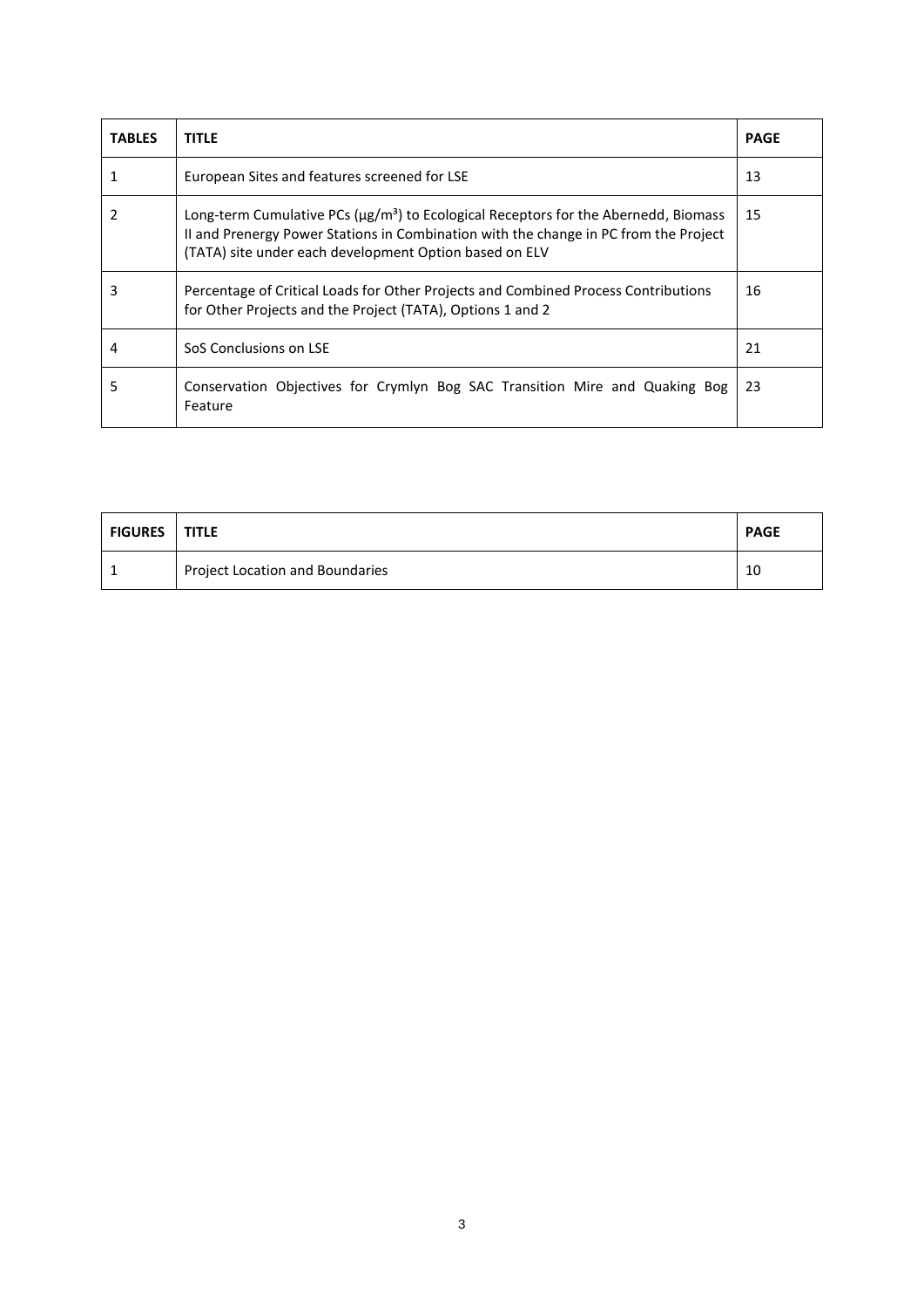| TABLES | TITLE | PAGE |
|---|---|---|
| 1 | European Sites and features screened for LSE | 13 |
| 2 | Long-term Cumulative PCs (μg/m$^3$) to Ecological Receptors for the Abernedd, Biomass II and Prenergy Power Stations in Combination with the change in PC from the Project (TATA) site under each development Option based on ELV | 15 |
| 3 | Percentage of Critical Loads for Other Projects and Combined Process Contributions for Other Projects and the Project (TATA), Options 1 and 2 | 16 |
| 4 | SoS Conclusions on LSE | 21 |
| 5 | Conservation Objectives for Crymlyn Bog SAC Transition Mire and Quaking Bog Feature | 23 |

| FIGURES | TITLE | PAGE |
|---|---|---|
| 1 | Project Location and Boundaries | 10 |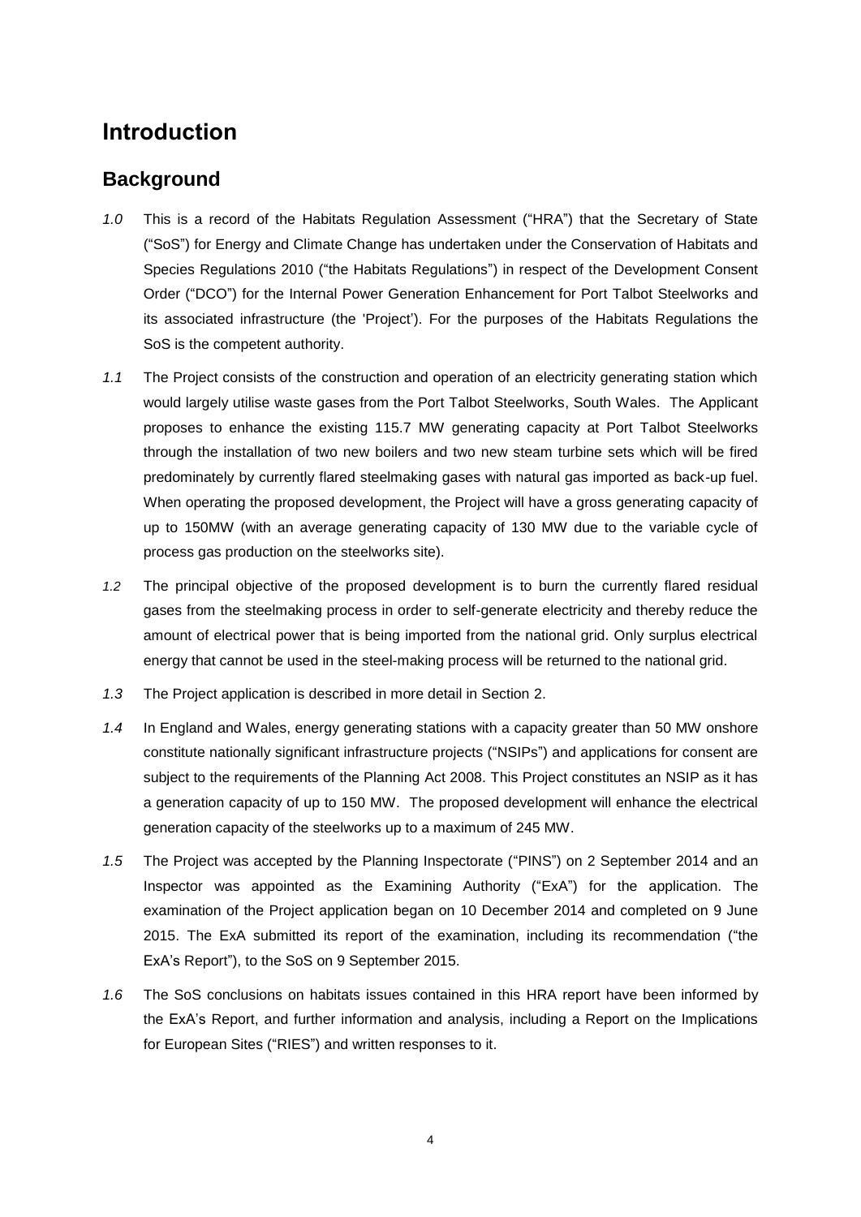# Introduction

## Background

*1.0* This is a record of the Habitats Regulation Assessment ("HRA") that the Secretary of State ("SoS") for Energy and Climate Change has undertaken under the Conservation of Habitats and Species Regulations 2010 ("the Habitats Regulations") in respect of the Development Consent Order ("DCO") for the Internal Power Generation Enhancement for Port Talbot Steelworks and its associated infrastructure (the 'Project'). For the purposes of the Habitats Regulations the SoS is the competent authority.

*1.1* The Project consists of the construction and operation of an electricity generating station which would largely utilise waste gases from the Port Talbot Steelworks, South Wales. The Applicant proposes to enhance the existing 115.7 MW generating capacity at Port Talbot Steelworks through the installation of two new boilers and two new steam turbine sets which will be fired predominately by currently flared steelmaking gases with natural gas imported as back-up fuel. When operating the proposed development, the Project will have a gross generating capacity of up to 150MW (with an average generating capacity of 130 MW due to the variable cycle of process gas production on the steelworks site).

*1.2* The principal objective of the proposed development is to burn the currently flared residual gases from the steelmaking process in order to self-generate electricity and thereby reduce the amount of electrical power that is being imported from the national grid. Only surplus electrical energy that cannot be used in the steel-making process will be returned to the national grid.

*1.3* The Project application is described in more detail in Section 2.

*1.4* In England and Wales, energy generating stations with a capacity greater than 50 MW onshore constitute nationally significant infrastructure projects ("NSIPs") and applications for consent are subject to the requirements of the Planning Act 2008. This Project constitutes an NSIP as it has a generation capacity of up to 150 MW. The proposed development will enhance the electrical generation capacity of the steelworks up to a maximum of 245 MW.

*1.5* The Project was accepted by the Planning Inspectorate ("PINS") on 2 September 2014 and an Inspector was appointed as the Examining Authority ("ExA") for the application. The examination of the Project application began on 10 December 2014 and completed on 9 June 2015. The ExA submitted its report of the examination, including its recommendation ("the ExA's Report"), to the SoS on 9 September 2015.

*1.6* The SoS conclusions on habitats issues contained in this HRA report have been informed by the ExA's Report, and further information and analysis, including a Report on the Implications for European Sites ("RIES") and written responses to it.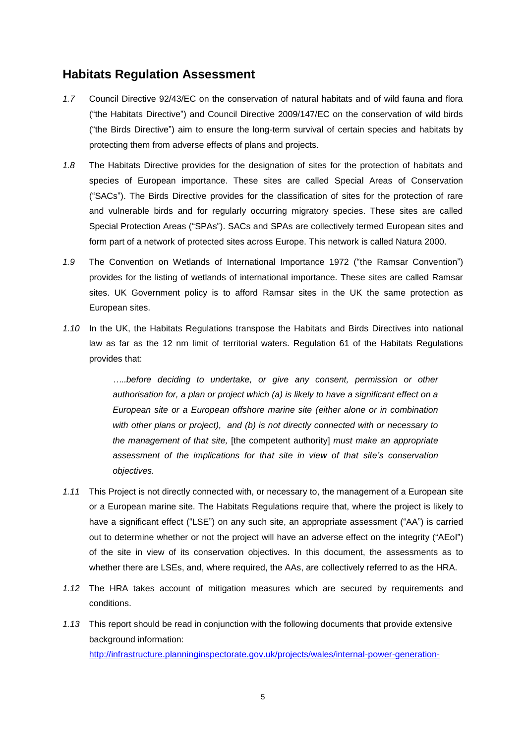## Habitats Regulation Assessment

*1.7* Council Directive 92/43/EC on the conservation of natural habitats and of wild fauna and flora ("the Habitats Directive") and Council Directive 2009/147/EC on the conservation of wild birds ("the Birds Directive") aim to ensure the long-term survival of certain species and habitats by protecting them from adverse effects of plans and projects.

*1.8* The Habitats Directive provides for the designation of sites for the protection of habitats and species of European importance. These sites are called Special Areas of Conservation ("SACs"). The Birds Directive provides for the classification of sites for the protection of rare and vulnerable birds and for regularly occurring migratory species. These sites are called Special Protection Areas ("SPAs"). SACs and SPAs are collectively termed European sites and form part of a network of protected sites across Europe. This network is called Natura 2000.

*1.9* The Convention on Wetlands of International Importance 1972 ("the Ramsar Convention") provides for the listing of wetlands of international importance. These sites are called Ramsar sites. UK Government policy is to afford Ramsar sites in the UK the same protection as European sites.

*1.10* In the UK, the Habitats Regulations transpose the Habitats and Birds Directives into national law as far as the 12 nm limit of territorial waters. Regulation 61 of the Habitats Regulations provides that:

> *…..before deciding to undertake, or give any consent, permission or other authorisation for, a plan or project which (a) is likely to have a significant effect on a European site or a European offshore marine site (either alone or in combination with other plans or project), and (b) is not directly connected with or necessary to the management of that site,* [the competent authority] *must make an appropriate assessment of the implications for that site in view of that site's conservation objectives.*

*1.11* This Project is not directly connected with, or necessary to, the management of a European site or a European marine site. The Habitats Regulations require that, where the project is likely to have a significant effect ("LSE") on any such site, an appropriate assessment ("AA") is carried out to determine whether or not the project will have an adverse effect on the integrity ("AEoI") of the site in view of its conservation objectives. In this document, the assessments as to whether there are LSEs, and, where required, the AAs, are collectively referred to as the HRA.

*1.12* The HRA takes account of mitigation measures which are secured by requirements and conditions.

*1.13* This report should be read in conjunction with the following documents that provide extensive background information:
http://infrastructure.planninginspectorate.gov.uk/projects/wales/internal-power-generation-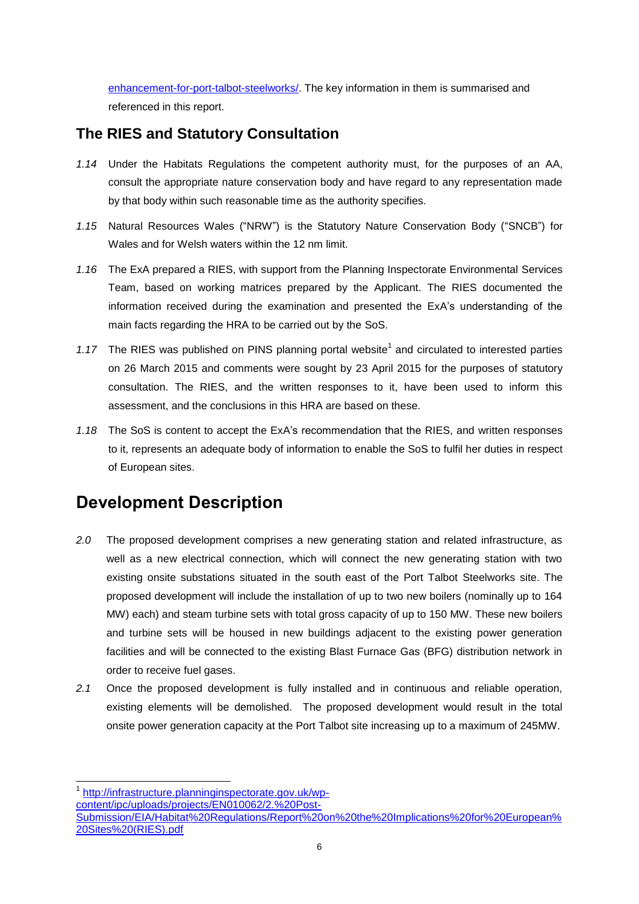enhancement-for-port-talbot-steelworks/. The key information in them is summarised and referenced in this report.

## The RIES and Statutory Consultation

*1.14* Under the Habitats Regulations the competent authority must, for the purposes of an AA, consult the appropriate nature conservation body and have regard to any representation made by that body within such reasonable time as the authority specifies.

*1.15* Natural Resources Wales ("NRW") is the Statutory Nature Conservation Body ("SNCB") for Wales and for Welsh waters within the 12 nm limit.

*1.16* The ExA prepared a RIES, with support from the Planning Inspectorate Environmental Services Team, based on working matrices prepared by the Applicant. The RIES documented the information received during the examination and presented the ExA's understanding of the main facts regarding the HRA to be carried out by the SoS.

*1.17* The RIES was published on PINS planning portal website[1] and circulated to interested parties on 26 March 2015 and comments were sought by 23 April 2015 for the purposes of statutory consultation. The RIES, and the written responses to it, have been used to inform this assessment, and the conclusions in this HRA are based on these.

*1.18* The SoS is content to accept the ExA's recommendation that the RIES, and written responses to it, represents an adequate body of information to enable the SoS to fulfil her duties in respect of European sites.

# Development Description

*2.0* The proposed development comprises a new generating station and related infrastructure, as well as a new electrical connection, which will connect the new generating station with two existing onsite substations situated in the south east of the Port Talbot Steelworks site. The proposed development will include the installation of up to two new boilers (nominally up to 164 MW) each) and steam turbine sets with total gross capacity of up to 150 MW. These new boilers and turbine sets will be housed in new buildings adjacent to the existing power generation facilities and will be connected to the existing Blast Furnace Gas (BFG) distribution network in order to receive fuel gases.

*2.1* Once the proposed development is fully installed and in continuous and reliable operation, existing elements will be demolished. The proposed development would result in the total onsite power generation capacity at the Port Talbot site increasing up to a maximum of 245MW.

---

[1] http://infrastructure.planninginspectorate.gov.uk/wp-content/ipc/uploads/projects/EN010062/2.%20Post-Submission/EIA/Habitat%20Regulations/Report%20on%20the%20Implications%20for%20European%20Sites%20(RIES).pdf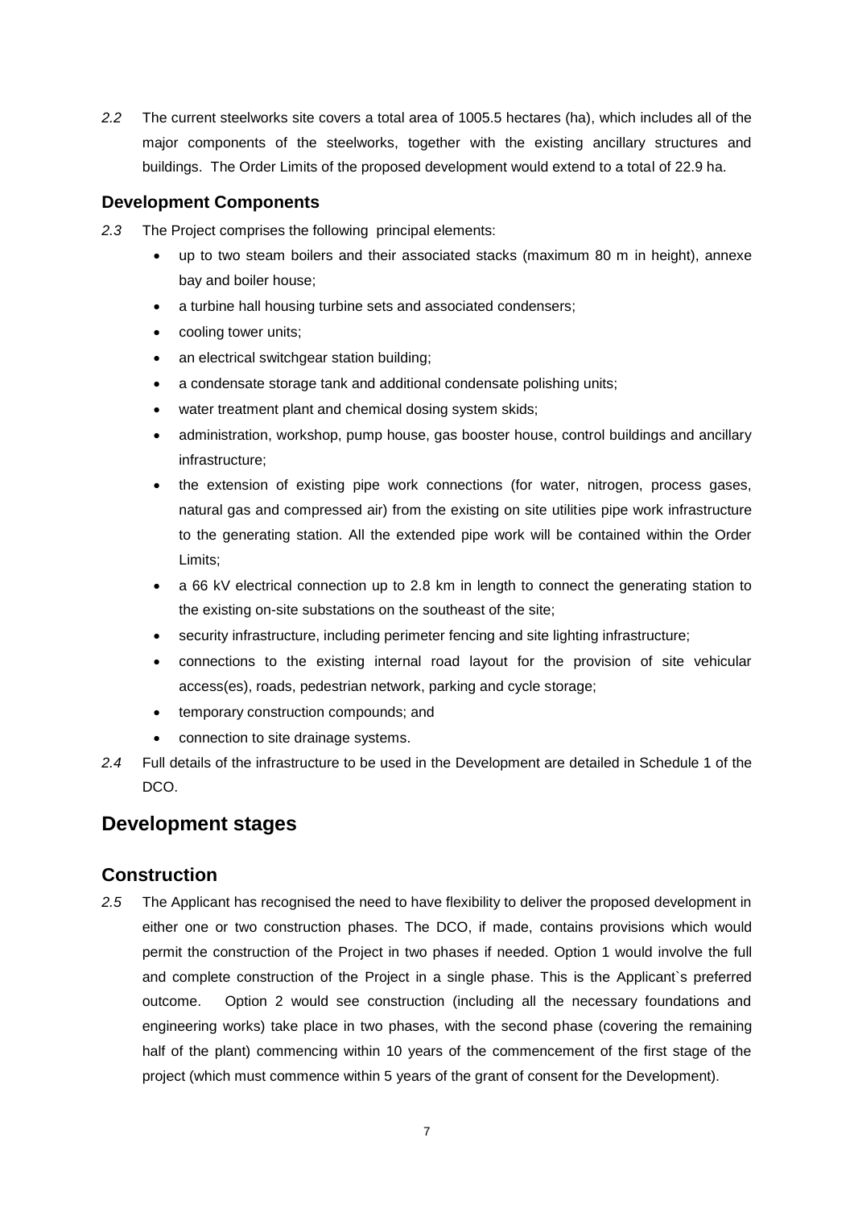*2.2* The current steelworks site covers a total area of 1005.5 hectares (ha), which includes all of the major components of the steelworks, together with the existing ancillary structures and buildings. The Order Limits of the proposed development would extend to a total of 22.9 ha.

### Development Components

*2.3* The Project comprises the following principal elements:

- up to two steam boilers and their associated stacks (maximum 80 m in height), annexe bay and boiler house;
- a turbine hall housing turbine sets and associated condensers;
- cooling tower units;
- an electrical switchgear station building;
- a condensate storage tank and additional condensate polishing units;
- water treatment plant and chemical dosing system skids;
- administration, workshop, pump house, gas booster house, control buildings and ancillary infrastructure;
- the extension of existing pipe work connections (for water, nitrogen, process gases, natural gas and compressed air) from the existing on site utilities pipe work infrastructure to the generating station. All the extended pipe work will be contained within the Order Limits;
- a 66 kV electrical connection up to 2.8 km in length to connect the generating station to the existing on-site substations on the southeast of the site;
- security infrastructure, including perimeter fencing and site lighting infrastructure;
- connections to the existing internal road layout for the provision of site vehicular access(es), roads, pedestrian network, parking and cycle storage;
- temporary construction compounds; and
- connection to site drainage systems.

*2.4* Full details of the infrastructure to be used in the Development are detailed in Schedule 1 of the DCO.

## Development stages

## Construction

*2.5* The Applicant has recognised the need to have flexibility to deliver the proposed development in either one or two construction phases. The DCO, if made, contains provisions which would permit the construction of the Project in two phases if needed. Option 1 would involve the full and complete construction of the Project in a single phase. This is the Applicant`s preferred outcome. Option 2 would see construction (including all the necessary foundations and engineering works) take place in two phases, with the second phase (covering the remaining half of the plant) commencing within 10 years of the commencement of the first stage of the project (which must commence within 5 years of the grant of consent for the Development).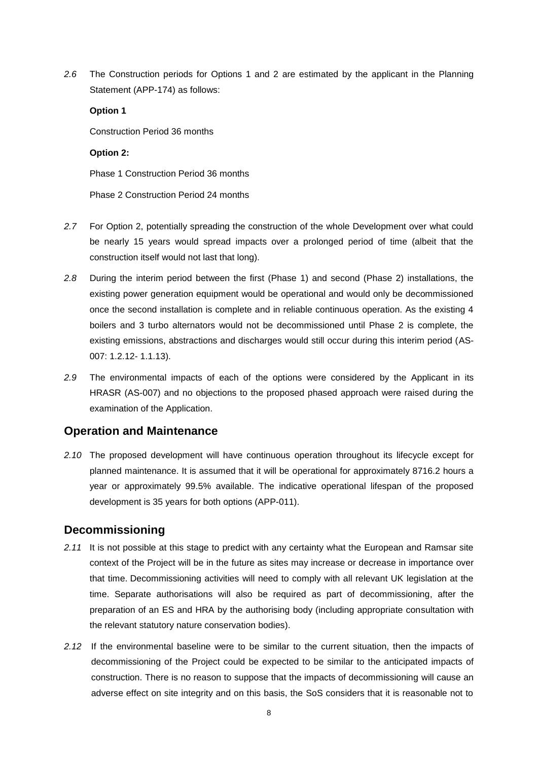*2.6* The Construction periods for Options 1 and 2 are estimated by the applicant in the Planning Statement (APP-174) as follows:

**Option 1**

Construction Period 36 months

**Option 2:**

Phase 1 Construction Period 36 months

Phase 2 Construction Period 24 months

*2.7* For Option 2, potentially spreading the construction of the whole Development over what could be nearly 15 years would spread impacts over a prolonged period of time (albeit that the construction itself would not last that long).

*2.8* During the interim period between the first (Phase 1) and second (Phase 2) installations, the existing power generation equipment would be operational and would only be decommissioned once the second installation is complete and in reliable continuous operation. As the existing 4 boilers and 3 turbo alternators would not be decommissioned until Phase 2 is complete, the existing emissions, abstractions and discharges would still occur during this interim period (AS-007: 1.2.12- 1.1.13).

*2.9* The environmental impacts of each of the options were considered by the Applicant in its HRASR (AS-007) and no objections to the proposed phased approach were raised during the examination of the Application.

## Operation and Maintenance

*2.10* The proposed development will have continuous operation throughout its lifecycle except for planned maintenance. It is assumed that it will be operational for approximately 8716.2 hours a year or approximately 99.5% available. The indicative operational lifespan of the proposed development is 35 years for both options (APP-011).

## Decommissioning

*2.11* It is not possible at this stage to predict with any certainty what the European and Ramsar site context of the Project will be in the future as sites may increase or decrease in importance over that time. Decommissioning activities will need to comply with all relevant UK legislation at the time. Separate authorisations will also be required as part of decommissioning, after the preparation of an ES and HRA by the authorising body (including appropriate consultation with the relevant statutory nature conservation bodies).

*2.12* If the environmental baseline were to be similar to the current situation, then the impacts of decommissioning of the Project could be expected to be similar to the anticipated impacts of construction. There is no reason to suppose that the impacts of decommissioning will cause an adverse effect on site integrity and on this basis, the SoS considers that it is reasonable not to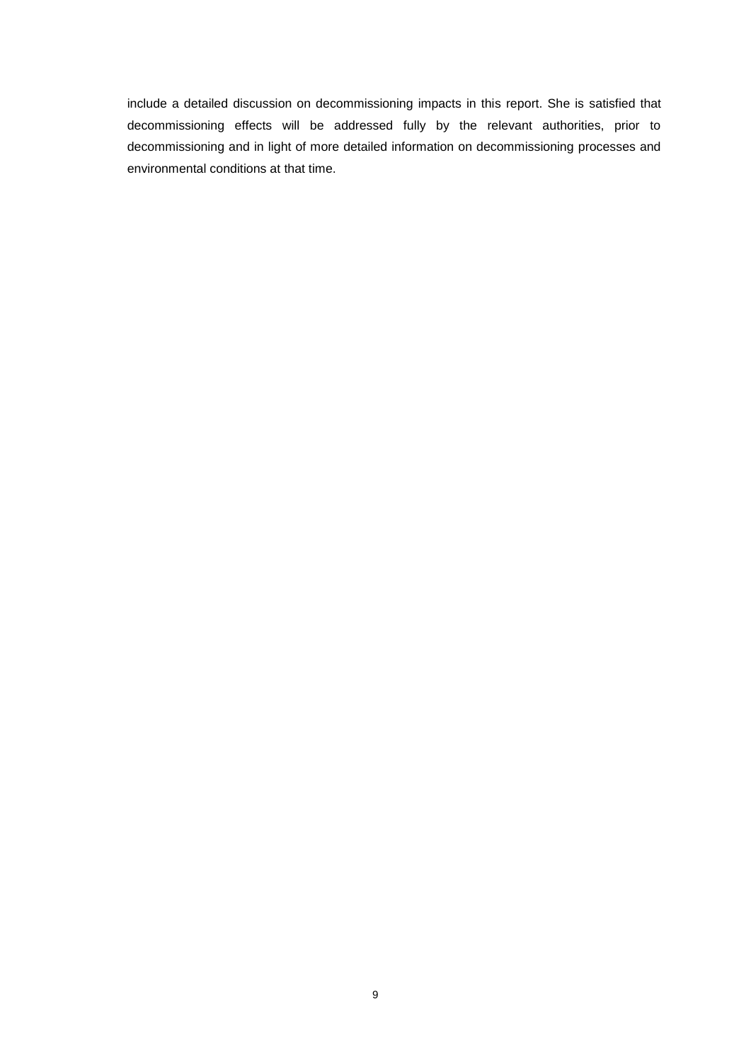include a detailed discussion on decommissioning impacts in this report. She is satisfied that decommissioning effects will be addressed fully by the relevant authorities, prior to decommissioning and in light of more detailed information on decommissioning processes and environmental conditions at that time.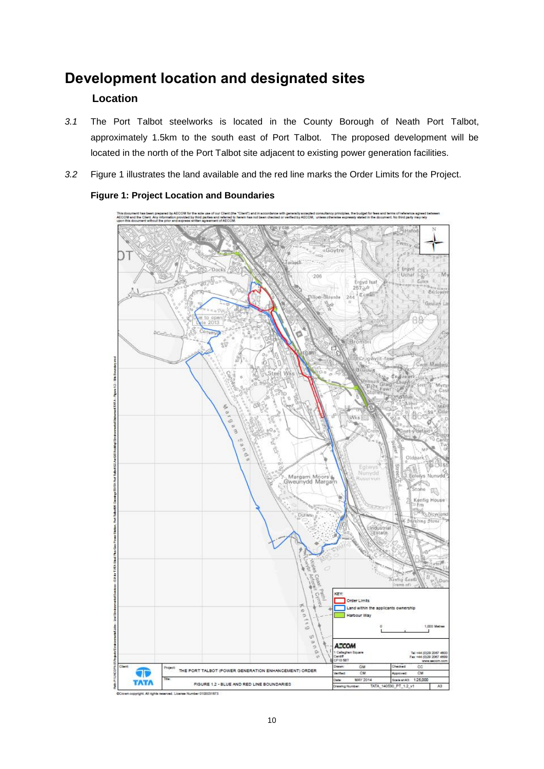# Development location and designated sites

## Location

*3.1* The Port Talbot steelworks is located in the County Borough of Neath Port Talbot, approximately 1.5km to the south east of Port Talbot. The proposed development will be located in the north of the Port Talbot site adjacent to existing power generation facilities.

*3.2* Figure 1 illustrates the land available and the red line marks the Order Limits for the Project.

**Figure 1: Project Location and Boundaries**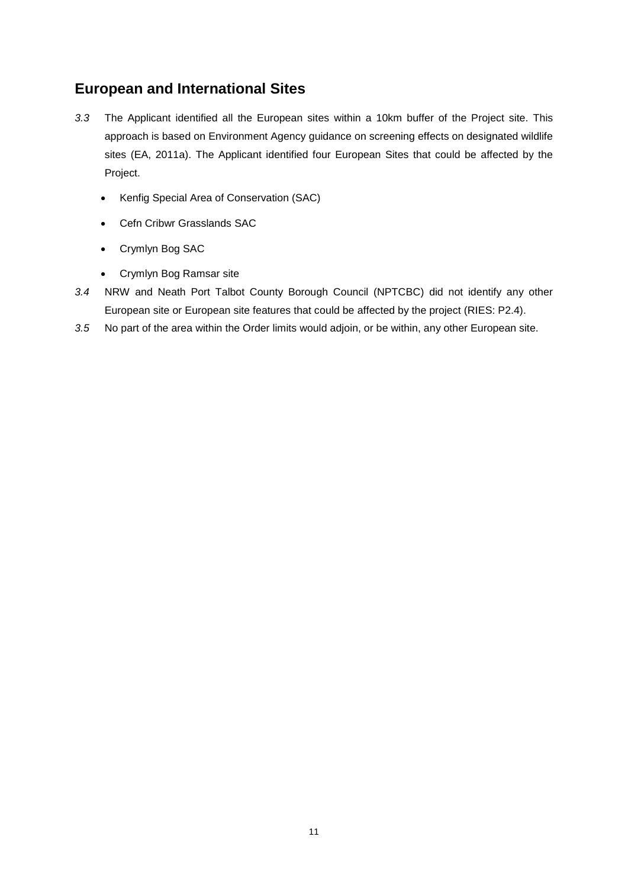## European and International Sites

*3.3* The Applicant identified all the European sites within a 10km buffer of the Project site. This approach is based on Environment Agency guidance on screening effects on designated wildlife sites (EA, 2011a). The Applicant identified four European Sites that could be affected by the Project.

- Kenfig Special Area of Conservation (SAC)
- Cefn Cribwr Grasslands SAC
- Crymlyn Bog SAC
- Crymlyn Bog Ramsar site

*3.4* NRW and Neath Port Talbot County Borough Council (NPTCBC) did not identify any other European site or European site features that could be affected by the project (RIES: P2.4).

*3.5* No part of the area within the Order limits would adjoin, or be within, any other European site.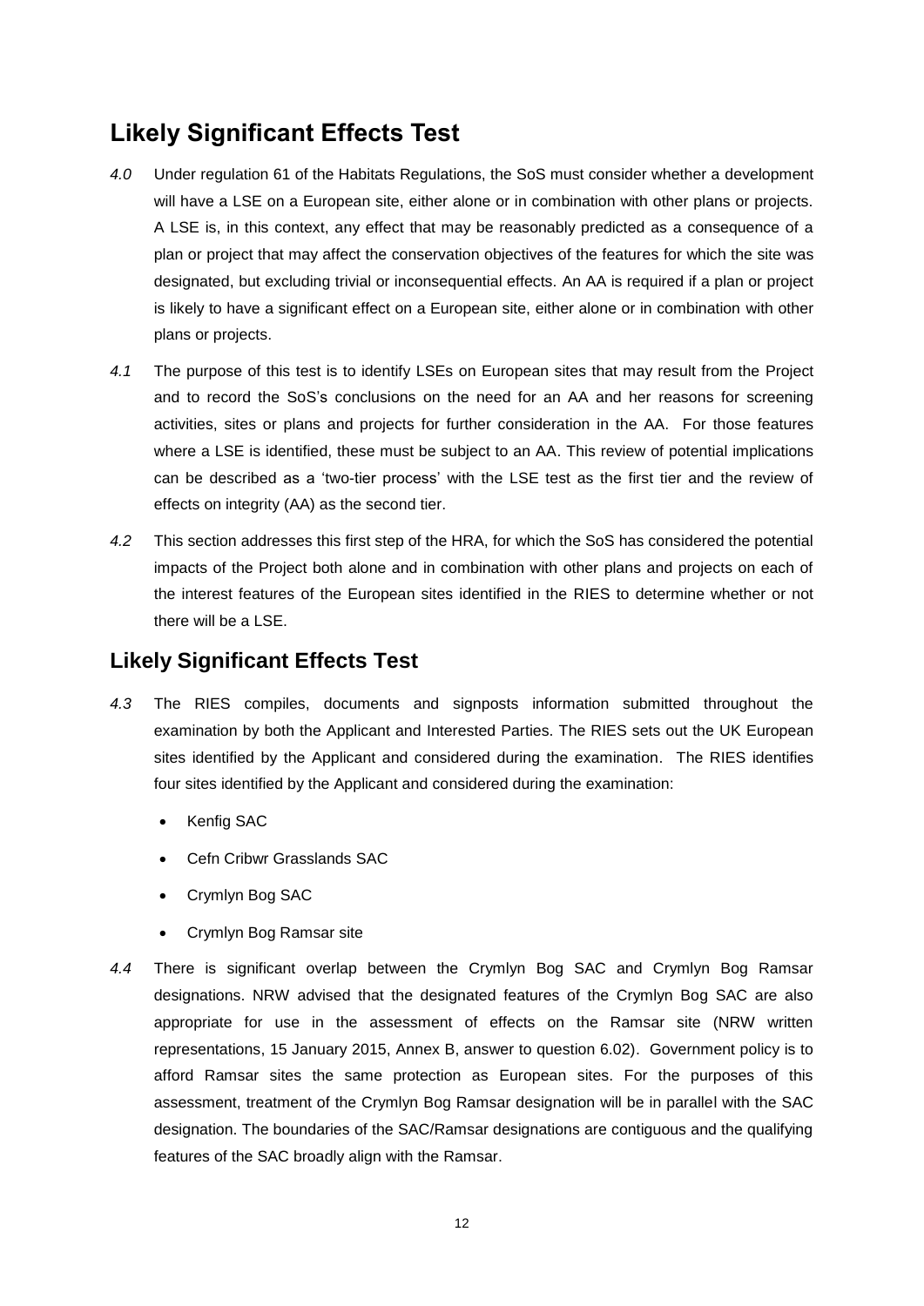## Likely Significant Effects Test

*4.0* Under regulation 61 of the Habitats Regulations, the SoS must consider whether a development will have a LSE on a European site, either alone or in combination with other plans or projects. A LSE is, in this context, any effect that may be reasonably predicted as a consequence of a plan or project that may affect the conservation objectives of the features for which the site was designated, but excluding trivial or inconsequential effects. An AA is required if a plan or project is likely to have a significant effect on a European site, either alone or in combination with other plans or projects.

*4.1* The purpose of this test is to identify LSEs on European sites that may result from the Project and to record the SoS's conclusions on the need for an AA and her reasons for screening activities, sites or plans and projects for further consideration in the AA. For those features where a LSE is identified, these must be subject to an AA. This review of potential implications can be described as a 'two-tier process' with the LSE test as the first tier and the review of effects on integrity (AA) as the second tier.

*4.2* This section addresses this first step of the HRA, for which the SoS has considered the potential impacts of the Project both alone and in combination with other plans and projects on each of the interest features of the European sites identified in the RIES to determine whether or not there will be a LSE.

### Likely Significant Effects Test

*4.3* The RIES compiles, documents and signposts information submitted throughout the examination by both the Applicant and Interested Parties. The RIES sets out the UK European sites identified by the Applicant and considered during the examination. The RIES identifies four sites identified by the Applicant and considered during the examination:

- Kenfig SAC
- Cefn Cribwr Grasslands SAC
- Crymlyn Bog SAC
- Crymlyn Bog Ramsar site

*4.4* There is significant overlap between the Crymlyn Bog SAC and Crymlyn Bog Ramsar designations. NRW advised that the designated features of the Crymlyn Bog SAC are also appropriate for use in the assessment of effects on the Ramsar site (NRW written representations, 15 January 2015, Annex B, answer to question 6.02). Government policy is to afford Ramsar sites the same protection as European sites. For the purposes of this assessment, treatment of the Crymlyn Bog Ramsar designation will be in parallel with the SAC designation. The boundaries of the SAC/Ramsar designations are contiguous and the qualifying features of the SAC broadly align with the Ramsar.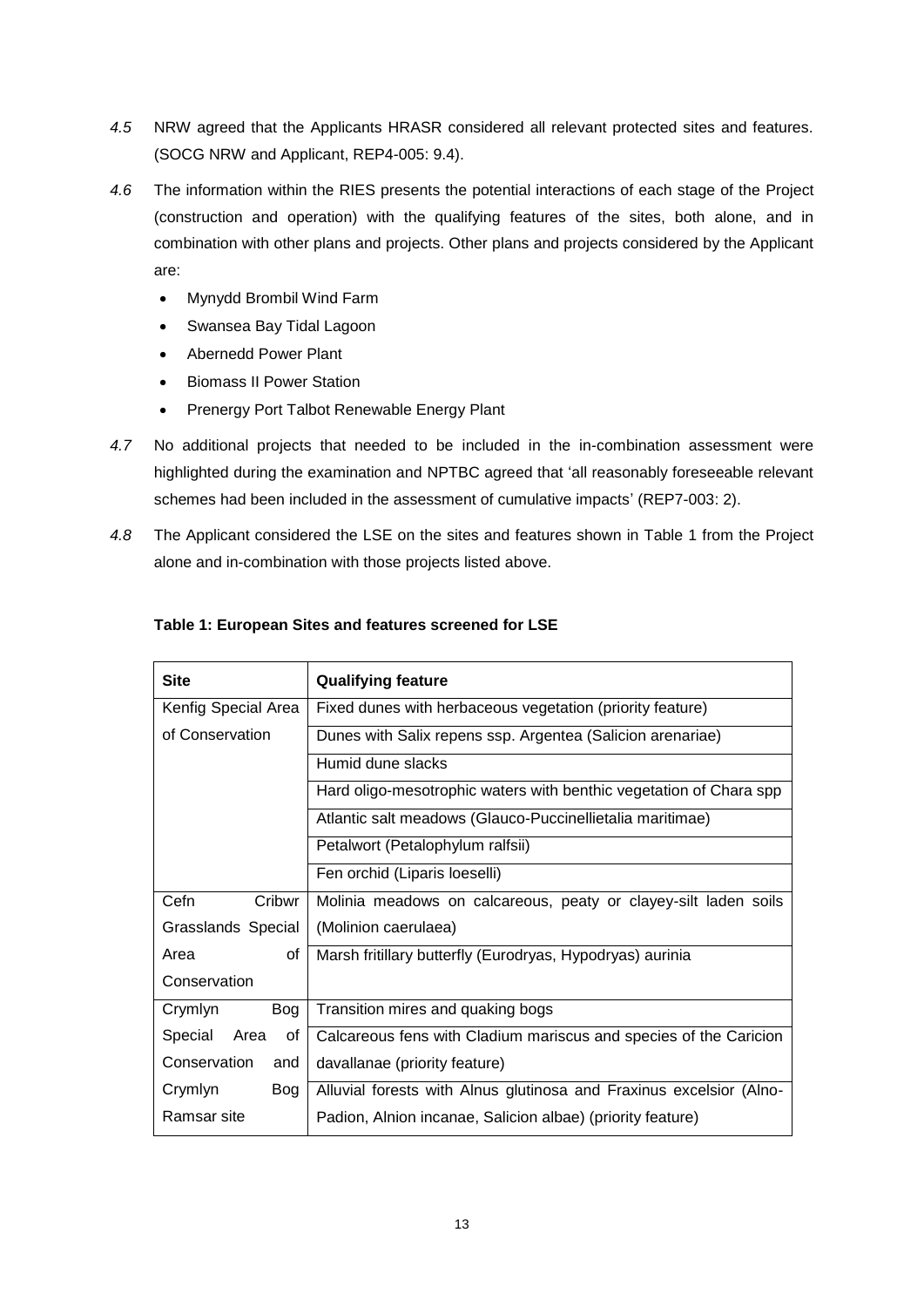*4.5* NRW agreed that the Applicants HRASR considered all relevant protected sites and features. (SOCG NRW and Applicant, REP4-005: 9.4).

*4.6* The information within the RIES presents the potential interactions of each stage of the Project (construction and operation) with the qualifying features of the sites, both alone, and in combination with other plans and projects. Other plans and projects considered by the Applicant are:

- Mynydd Brombil Wind Farm
- Swansea Bay Tidal Lagoon
- Abernedd Power Plant
- Biomass II Power Station
- Prenergy Port Talbot Renewable Energy Plant

*4.7* No additional projects that needed to be included in the in-combination assessment were highlighted during the examination and NPTBC agreed that 'all reasonably foreseeable relevant schemes had been included in the assessment of cumulative impacts' (REP7-003: 2).

*4.8* The Applicant considered the LSE on the sites and features shown in Table 1 from the Project alone and in-combination with those projects listed above.

**Table 1: European Sites and features screened for LSE**

| Site | Qualifying feature |
|---|---|
| Kenfig Special Area of Conservation | Fixed dunes with herbaceous vegetation (priority feature) |
| | Dunes with Salix repens ssp. Argentea (Salicion arenariae) |
| | Humid dune slacks |
| | Hard oligo-mesotrophic waters with benthic vegetation of Chara spp |
| | Atlantic salt meadows (Glauco-Puccinellietalia maritimae) |
| | Petalwort (Petalophylum ralfsii) |
| | Fen orchid (Liparis loeselli) |
| Cefn Cribwr Grasslands Special Area of Conservation | Molinia meadows on calcareous, peaty or clayey-silt laden soils (Molinion caerulaea) |
| | Marsh fritillary butterfly (Eurodryas, Hypodryas) aurinia |
| Crymlyn Bog Special Area of Conservation and Crymlyn Bog Ramsar site | Transition mires and quaking bogs |
| | Calcareous fens with Cladium mariscus and species of the Caricion davallanae (priority feature) |
| | Alluvial forests with Alnus glutinosa and Fraxinus excelsior (Alno-Padion, Alnion incanae, Salicion albae) (priority feature) |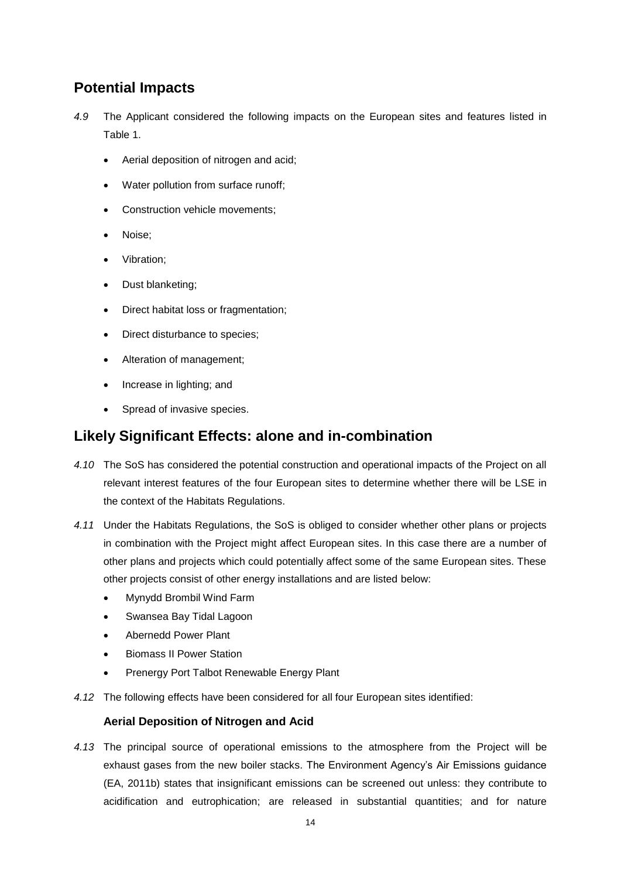## Potential Impacts

*4.9* The Applicant considered the following impacts on the European sites and features listed in Table 1.

- Aerial deposition of nitrogen and acid;
- Water pollution from surface runoff;
- Construction vehicle movements;
- Noise;
- Vibration;
- Dust blanketing;
- Direct habitat loss or fragmentation;
- Direct disturbance to species;
- Alteration of management;
- Increase in lighting; and
- Spread of invasive species.

## Likely Significant Effects: alone and in-combination

*4.10* The SoS has considered the potential construction and operational impacts of the Project on all relevant interest features of the four European sites to determine whether there will be LSE in the context of the Habitats Regulations.

*4.11* Under the Habitats Regulations, the SoS is obliged to consider whether other plans or projects in combination with the Project might affect European sites. In this case there are a number of other plans and projects which could potentially affect some of the same European sites. These other projects consist of other energy installations and are listed below:

- Mynydd Brombil Wind Farm
- Swansea Bay Tidal Lagoon
- Abernedd Power Plant
- Biomass II Power Station
- Prenergy Port Talbot Renewable Energy Plant

*4.12* The following effects have been considered for all four European sites identified:

### Aerial Deposition of Nitrogen and Acid

*4.13* The principal source of operational emissions to the atmosphere from the Project will be exhaust gases from the new boiler stacks. The Environment Agency's Air Emissions guidance (EA, 2011b) states that insignificant emissions can be screened out unless: they contribute to acidification and eutrophication; are released in substantial quantities; and for nature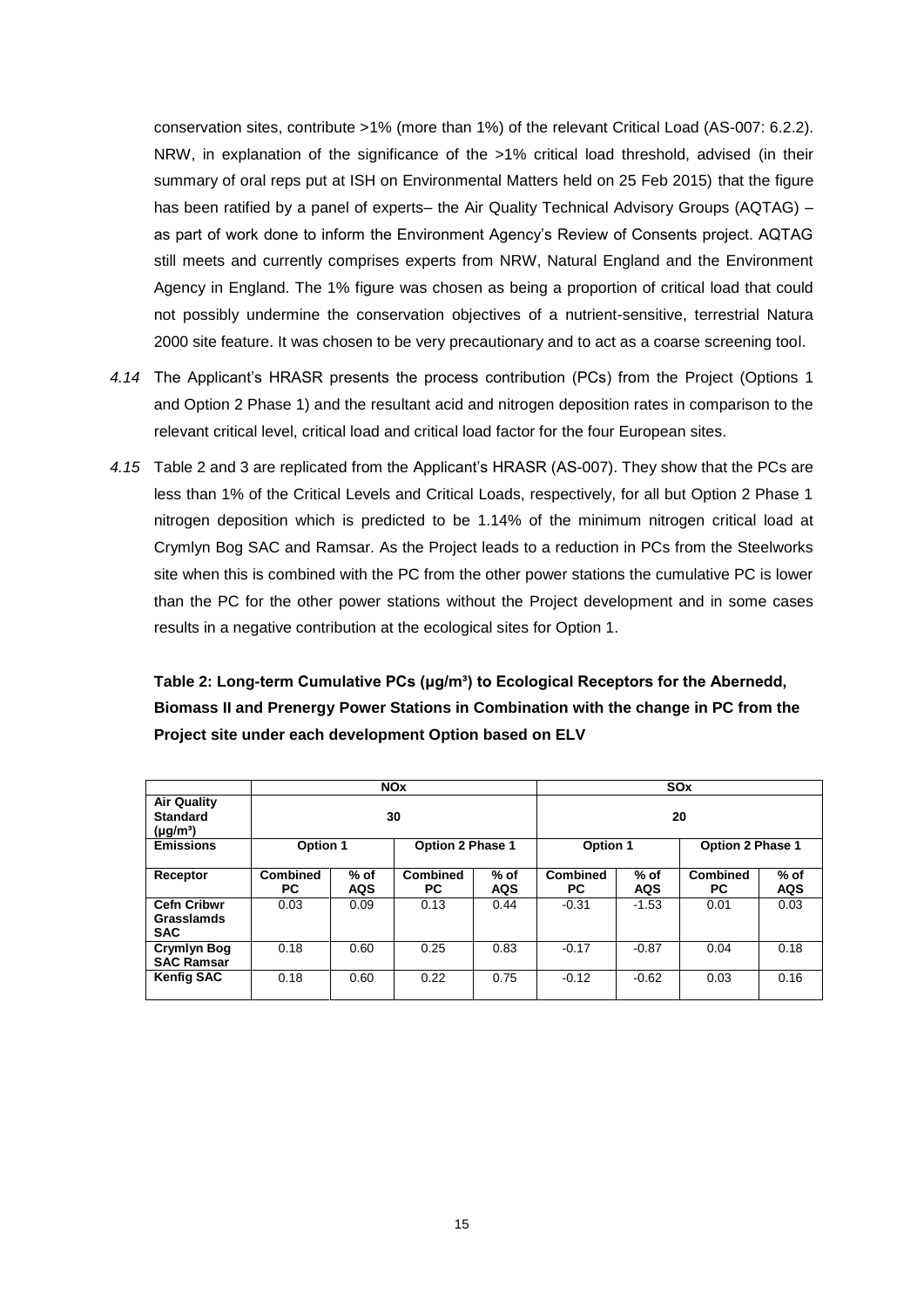conservation sites, contribute >1% (more than 1%) of the relevant Critical Load (AS-007: 6.2.2). NRW, in explanation of the significance of the >1% critical load threshold, advised (in their summary of oral reps put at ISH on Environmental Matters held on 25 Feb 2015) that the figure has been ratified by a panel of experts– the Air Quality Technical Advisory Groups (AQTAG) – as part of work done to inform the Environment Agency's Review of Consents project. AQTAG still meets and currently comprises experts from NRW, Natural England and the Environment Agency in England. The 1% figure was chosen as being a proportion of critical load that could not possibly undermine the conservation objectives of a nutrient-sensitive, terrestrial Natura 2000 site feature. It was chosen to be very precautionary and to act as a coarse screening tool.

*4.14* The Applicant's HRASR presents the process contribution (PCs) from the Project (Options 1 and Option 2 Phase 1) and the resultant acid and nitrogen deposition rates in comparison to the relevant critical level, critical load and critical load factor for the four European sites.

*4.15* Table 2 and 3 are replicated from the Applicant's HRASR (AS-007). They show that the PCs are less than 1% of the Critical Levels and Critical Loads, respectively, for all but Option 2 Phase 1 nitrogen deposition which is predicted to be 1.14% of the minimum nitrogen critical load at Crymlyn Bog SAC and Ramsar. As the Project leads to a reduction in PCs from the Steelworks site when this is combined with the PC from the other power stations the cumulative PC is lower than the PC for the other power stations without the Project development and in some cases results in a negative contribution at the ecological sites for Option 1.

**Table 2: Long-term Cumulative PCs (µg/m³) to Ecological Receptors for the Abernedd, Biomass II and Prenergy Power Stations in Combination with the change in PC from the Project site under each development Option based on ELV**

| | NOx | | | | SOx | | | |
|---|---|---|---|---|---|---|---|---|
| **Air Quality Standard (µg/m³)** | 30 | | | | 20 | | | |
| **Emissions** | Option 1 | | Option 2 Phase 1 | | Option 1 | | Option 2 Phase 1 | |
| **Receptor** | Combined PC | % of AQS | Combined PC | % of AQS | Combined PC | % of AQS | Combined PC | % of AQS |
| **Cefn Cribwr Grasslamds SAC** | 0.03 | 0.09 | 0.13 | 0.44 | -0.31 | -1.53 | 0.01 | 0.03 |
| **Crymlyn Bog SAC Ramsar** | 0.18 | 0.60 | 0.25 | 0.83 | -0.17 | -0.87 | 0.04 | 0.18 |
| **Kenfig SAC** | 0.18 | 0.60 | 0.22 | 0.75 | -0.12 | -0.62 | 0.03 | 0.16 |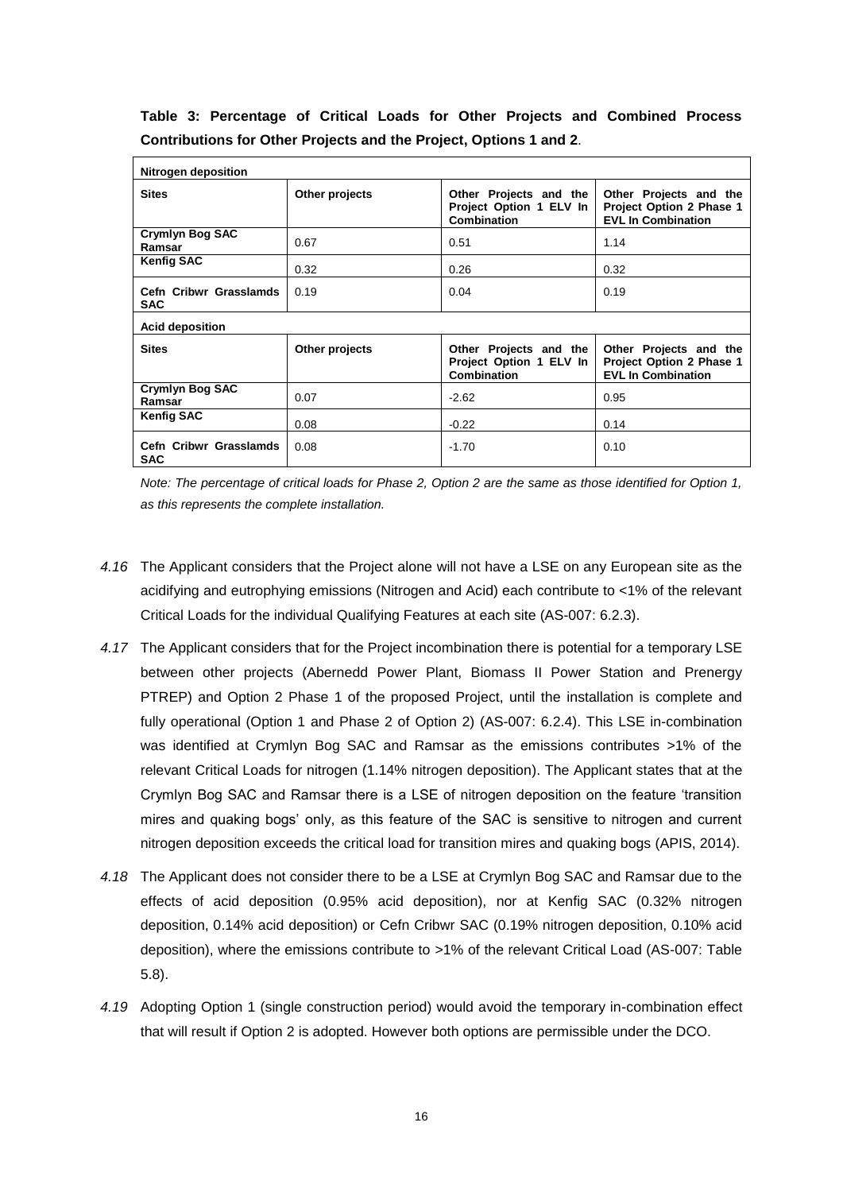**Table 3: Percentage of Critical Loads for Other Projects and Combined Process Contributions for Other Projects and the Project, Options 1 and 2**.

| **Nitrogen deposition** | | | |
|---|---|---|---|
| **Sites** | **Other projects** | **Other Projects and the Project Option 1 ELV In Combination** | **Other Projects and the Project Option 2 Phase 1 EVL In Combination** |
| **Crymlyn Bog SAC Ramsar** | 0.67 | 0.51 | 1.14 |
| **Kenfig SAC** | 0.32 | 0.26 | 0.32 |
| **Cefn Cribwr Grasslamds SAC** | 0.19 | 0.04 | 0.19 |
| **Acid deposition** | | | |
| **Sites** | **Other projects** | **Other Projects and the Project Option 1 ELV In Combination** | **Other Projects and the Project Option 2 Phase 1 EVL In Combination** |
| **Crymlyn Bog SAC Ramsar** | 0.07 | -2.62 | 0.95 |
| **Kenfig SAC** | 0.08 | -0.22 | 0.14 |
| **Cefn Cribwr Grasslamds SAC** | 0.08 | -1.70 | 0.10 |

*Note: The percentage of critical loads for Phase 2, Option 2 are the same as those identified for Option 1, as this represents the complete installation.*

*4.16* The Applicant considers that the Project alone will not have a LSE on any European site as the acidifying and eutrophying emissions (Nitrogen and Acid) each contribute to <1% of the relevant Critical Loads for the individual Qualifying Features at each site (AS-007: 6.2.3).

*4.17* The Applicant considers that for the Project incombination there is potential for a temporary LSE between other projects (Abernedd Power Plant, Biomass II Power Station and Prenergy PTREP) and Option 2 Phase 1 of the proposed Project, until the installation is complete and fully operational (Option 1 and Phase 2 of Option 2) (AS-007: 6.2.4). This LSE in-combination was identified at Crymlyn Bog SAC and Ramsar as the emissions contributes >1% of the relevant Critical Loads for nitrogen (1.14% nitrogen deposition). The Applicant states that at the Crymlyn Bog SAC and Ramsar there is a LSE of nitrogen deposition on the feature 'transition mires and quaking bogs' only, as this feature of the SAC is sensitive to nitrogen and current nitrogen deposition exceeds the critical load for transition mires and quaking bogs (APIS, 2014).

*4.18* The Applicant does not consider there to be a LSE at Crymlyn Bog SAC and Ramsar due to the effects of acid deposition (0.95% acid deposition), nor at Kenfig SAC (0.32% nitrogen deposition, 0.14% acid deposition) or Cefn Cribwr SAC (0.19% nitrogen deposition, 0.10% acid deposition), where the emissions contribute to >1% of the relevant Critical Load (AS-007: Table 5.8).

*4.19* Adopting Option 1 (single construction period) would avoid the temporary in-combination effect that will result if Option 2 is adopted. However both options are permissible under the DCO.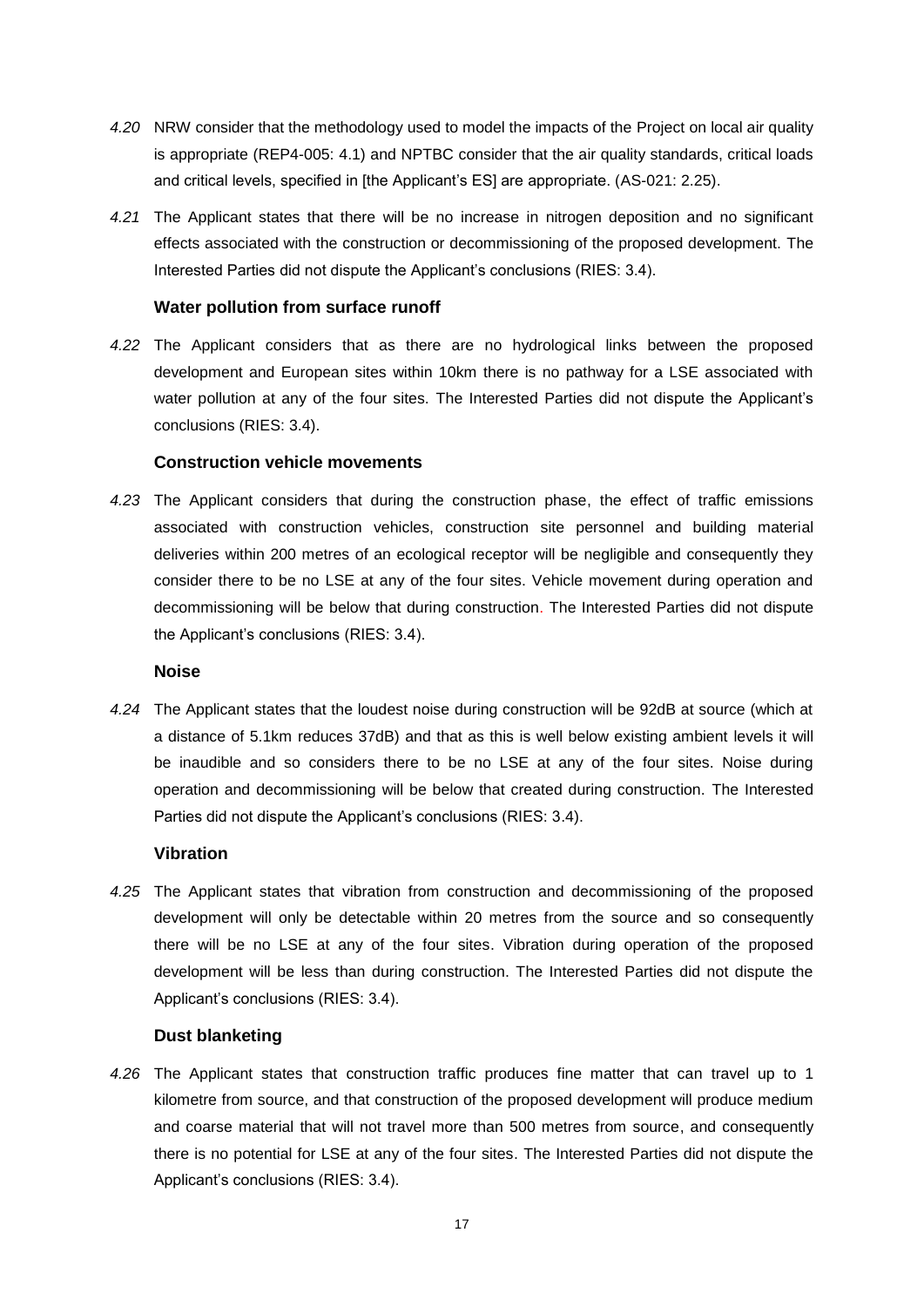*4.20* NRW consider that the methodology used to model the impacts of the Project on local air quality is appropriate (REP4-005: 4.1) and NPTBC consider that the air quality standards, critical loads and critical levels, specified in [the Applicant's ES] are appropriate. (AS-021: 2.25).

*4.21* The Applicant states that there will be no increase in nitrogen deposition and no significant effects associated with the construction or decommissioning of the proposed development. The Interested Parties did not dispute the Applicant's conclusions (RIES: 3.4).

### Water pollution from surface runoff

*4.22* The Applicant considers that as there are no hydrological links between the proposed development and European sites within 10km there is no pathway for a LSE associated with water pollution at any of the four sites. The Interested Parties did not dispute the Applicant's conclusions (RIES: 3.4).

### Construction vehicle movements

*4.23* The Applicant considers that during the construction phase, the effect of traffic emissions associated with construction vehicles, construction site personnel and building material deliveries within 200 metres of an ecological receptor will be negligible and consequently they consider there to be no LSE at any of the four sites. Vehicle movement during operation and decommissioning will be below that during construction. The Interested Parties did not dispute the Applicant's conclusions (RIES: 3.4).

### Noise

*4.24* The Applicant states that the loudest noise during construction will be 92dB at source (which at a distance of 5.1km reduces 37dB) and that as this is well below existing ambient levels it will be inaudible and so considers there to be no LSE at any of the four sites. Noise during operation and decommissioning will be below that created during construction. The Interested Parties did not dispute the Applicant's conclusions (RIES: 3.4).

### Vibration

*4.25* The Applicant states that vibration from construction and decommissioning of the proposed development will only be detectable within 20 metres from the source and so consequently there will be no LSE at any of the four sites. Vibration during operation of the proposed development will be less than during construction. The Interested Parties did not dispute the Applicant's conclusions (RIES: 3.4).

### Dust blanketing

*4.26* The Applicant states that construction traffic produces fine matter that can travel up to 1 kilometre from source, and that construction of the proposed development will produce medium and coarse material that will not travel more than 500 metres from source, and consequently there is no potential for LSE at any of the four sites. The Interested Parties did not dispute the Applicant's conclusions (RIES: 3.4).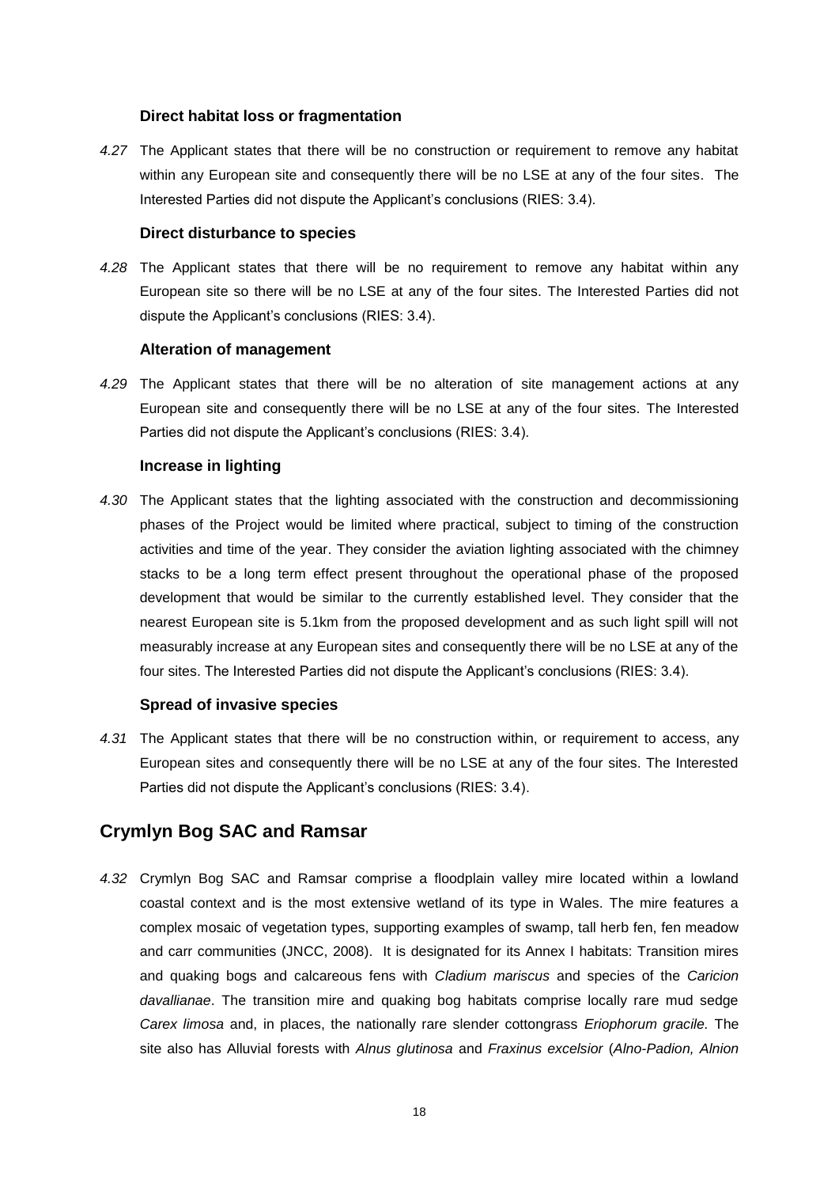### Direct habitat loss or fragmentation

*4.27* The Applicant states that there will be no construction or requirement to remove any habitat within any European site and consequently there will be no LSE at any of the four sites. The Interested Parties did not dispute the Applicant's conclusions (RIES: 3.4).

### Direct disturbance to species

*4.28* The Applicant states that there will be no requirement to remove any habitat within any European site so there will be no LSE at any of the four sites. The Interested Parties did not dispute the Applicant's conclusions (RIES: 3.4).

### Alteration of management

*4.29* The Applicant states that there will be no alteration of site management actions at any European site and consequently there will be no LSE at any of the four sites. The Interested Parties did not dispute the Applicant's conclusions (RIES: 3.4).

### Increase in lighting

*4.30* The Applicant states that the lighting associated with the construction and decommissioning phases of the Project would be limited where practical, subject to timing of the construction activities and time of the year. They consider the aviation lighting associated with the chimney stacks to be a long term effect present throughout the operational phase of the proposed development that would be similar to the currently established level. They consider that the nearest European site is 5.1km from the proposed development and as such light spill will not measurably increase at any European sites and consequently there will be no LSE at any of the four sites. The Interested Parties did not dispute the Applicant's conclusions (RIES: 3.4).

### Spread of invasive species

*4.31* The Applicant states that there will be no construction within, or requirement to access, any European sites and consequently there will be no LSE at any of the four sites. The Interested Parties did not dispute the Applicant's conclusions (RIES: 3.4).

## Crymlyn Bog SAC and Ramsar

*4.32* Crymlyn Bog SAC and Ramsar comprise a floodplain valley mire located within a lowland coastal context and is the most extensive wetland of its type in Wales. The mire features a complex mosaic of vegetation types, supporting examples of swamp, tall herb fen, fen meadow and carr communities (JNCC, 2008). It is designated for its Annex I habitats: Transition mires and quaking bogs and calcareous fens with *Cladium mariscus* and species of the *Caricion davallianae*. The transition mire and quaking bog habitats comprise locally rare mud sedge *Carex limosa* and, in places, the nationally rare slender cottongrass *Eriophorum gracile.* The site also has Alluvial forests with *Alnus glutinosa* and *Fraxinus excelsior* (*Alno-Padion, Alnion*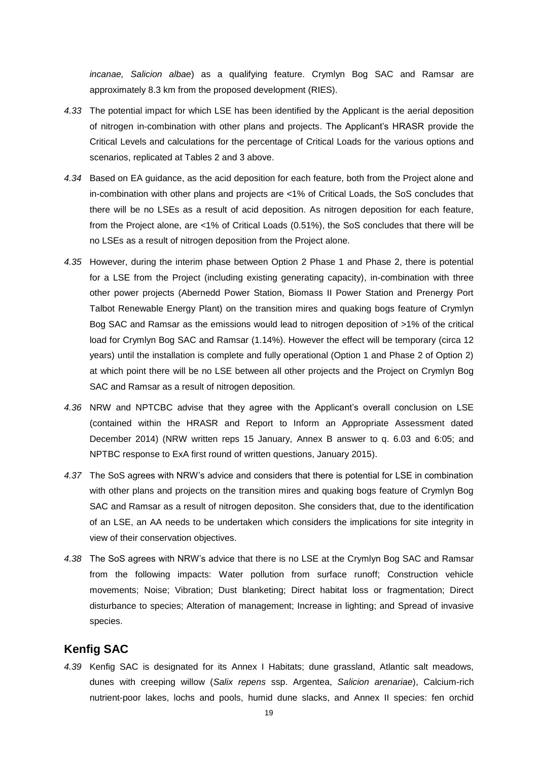*incanae, Salicion albae*) as a qualifying feature. Crymlyn Bog SAC and Ramsar are approximately 8.3 km from the proposed development (RIES).

*4.33* The potential impact for which LSE has been identified by the Applicant is the aerial deposition of nitrogen in-combination with other plans and projects. The Applicant's HRASR provide the Critical Levels and calculations for the percentage of Critical Loads for the various options and scenarios, replicated at Tables 2 and 3 above.

*4.34* Based on EA guidance, as the acid deposition for each feature, both from the Project alone and in-combination with other plans and projects are <1% of Critical Loads, the SoS concludes that there will be no LSEs as a result of acid deposition. As nitrogen deposition for each feature, from the Project alone, are <1% of Critical Loads (0.51%), the SoS concludes that there will be no LSEs as a result of nitrogen deposition from the Project alone.

*4.35* However, during the interim phase between Option 2 Phase 1 and Phase 2, there is potential for a LSE from the Project (including existing generating capacity), in-combination with three other power projects (Abernedd Power Station, Biomass II Power Station and Prenergy Port Talbot Renewable Energy Plant) on the transition mires and quaking bogs feature of Crymlyn Bog SAC and Ramsar as the emissions would lead to nitrogen deposition of >1% of the critical load for Crymlyn Bog SAC and Ramsar (1.14%). However the effect will be temporary (circa 12 years) until the installation is complete and fully operational (Option 1 and Phase 2 of Option 2) at which point there will be no LSE between all other projects and the Project on Crymlyn Bog SAC and Ramsar as a result of nitrogen deposition.

*4.36* NRW and NPTCBC advise that they agree with the Applicant's overall conclusion on LSE (contained within the HRASR and Report to Inform an Appropriate Assessment dated December 2014) (NRW written reps 15 January, Annex B answer to q. 6.03 and 6:05; and NPTBC response to ExA first round of written questions, January 2015).

*4.37* The SoS agrees with NRW's advice and considers that there is potential for LSE in combination with other plans and projects on the transition mires and quaking bogs feature of Crymlyn Bog SAC and Ramsar as a result of nitrogen depositon. She considers that, due to the identification of an LSE, an AA needs to be undertaken which considers the implications for site integrity in view of their conservation objectives.

*4.38* The SoS agrees with NRW's advice that there is no LSE at the Crymlyn Bog SAC and Ramsar from the following impacts: Water pollution from surface runoff; Construction vehicle movements; Noise; Vibration; Dust blanketing; Direct habitat loss or fragmentation; Direct disturbance to species; Alteration of management; Increase in lighting; and Spread of invasive species.

## Kenfig SAC

*4.39* Kenfig SAC is designated for its Annex I Habitats; dune grassland, Atlantic salt meadows, dunes with creeping willow (*Salix repens* ssp. Argentea, *Salicion arenariae*), Calcium-rich nutrient-poor lakes, lochs and pools, humid dune slacks, and Annex II species: fen orchid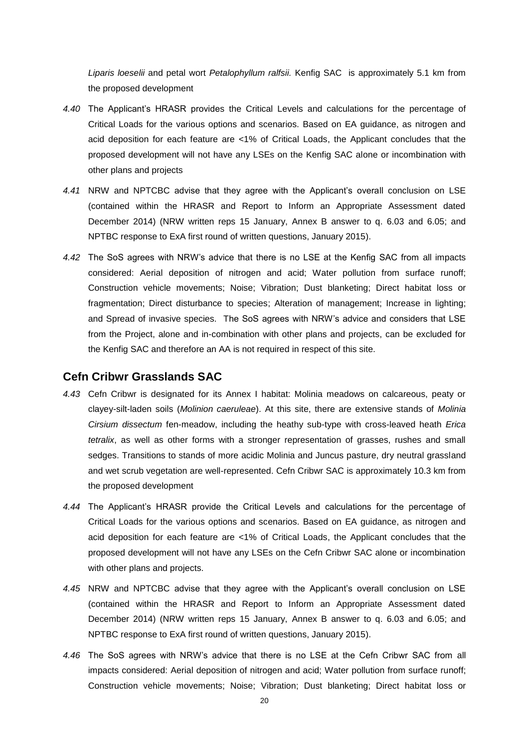*Liparis loeselii* and petal wort *Petalophyllum ralfsii.* Kenfig SAC is approximately 5.1 km from the proposed development

*4.40* The Applicant's HRASR provides the Critical Levels and calculations for the percentage of Critical Loads for the various options and scenarios. Based on EA guidance, as nitrogen and acid deposition for each feature are <1% of Critical Loads, the Applicant concludes that the proposed development will not have any LSEs on the Kenfig SAC alone or incombination with other plans and projects

*4.41* NRW and NPTCBC advise that they agree with the Applicant's overall conclusion on LSE (contained within the HRASR and Report to Inform an Appropriate Assessment dated December 2014) (NRW written reps 15 January, Annex B answer to q. 6.03 and 6.05; and NPTBC response to ExA first round of written questions, January 2015).

*4.42* The SoS agrees with NRW's advice that there is no LSE at the Kenfig SAC from all impacts considered: Aerial deposition of nitrogen and acid; Water pollution from surface runoff; Construction vehicle movements; Noise; Vibration; Dust blanketing; Direct habitat loss or fragmentation; Direct disturbance to species; Alteration of management; Increase in lighting; and Spread of invasive species. The SoS agrees with NRW's advice and considers that LSE from the Project, alone and in-combination with other plans and projects, can be excluded for the Kenfig SAC and therefore an AA is not required in respect of this site.

## Cefn Cribwr Grasslands SAC

*4.43* Cefn Cribwr is designated for its Annex I habitat: Molinia meadows on calcareous, peaty or clayey-silt-laden soils (*Molinion caeruleae*). At this site, there are extensive stands of *Molinia Cirsium dissectum* fen-meadow, including the heathy sub-type with cross-leaved heath *Erica tetralix*, as well as other forms with a stronger representation of grasses, rushes and small sedges. Transitions to stands of more acidic Molinia and Juncus pasture, dry neutral grassland and wet scrub vegetation are well-represented. Cefn Cribwr SAC is approximately 10.3 km from the proposed development

*4.44* The Applicant's HRASR provide the Critical Levels and calculations for the percentage of Critical Loads for the various options and scenarios. Based on EA guidance, as nitrogen and acid deposition for each feature are <1% of Critical Loads, the Applicant concludes that the proposed development will not have any LSEs on the Cefn Cribwr SAC alone or incombination with other plans and projects.

*4.45* NRW and NPTCBC advise that they agree with the Applicant's overall conclusion on LSE (contained within the HRASR and Report to Inform an Appropriate Assessment dated December 2014) (NRW written reps 15 January, Annex B answer to q. 6.03 and 6.05; and NPTBC response to ExA first round of written questions, January 2015).

*4.46* The SoS agrees with NRW's advice that there is no LSE at the Cefn Cribwr SAC from all impacts considered: Aerial deposition of nitrogen and acid; Water pollution from surface runoff; Construction vehicle movements; Noise; Vibration; Dust blanketing; Direct habitat loss or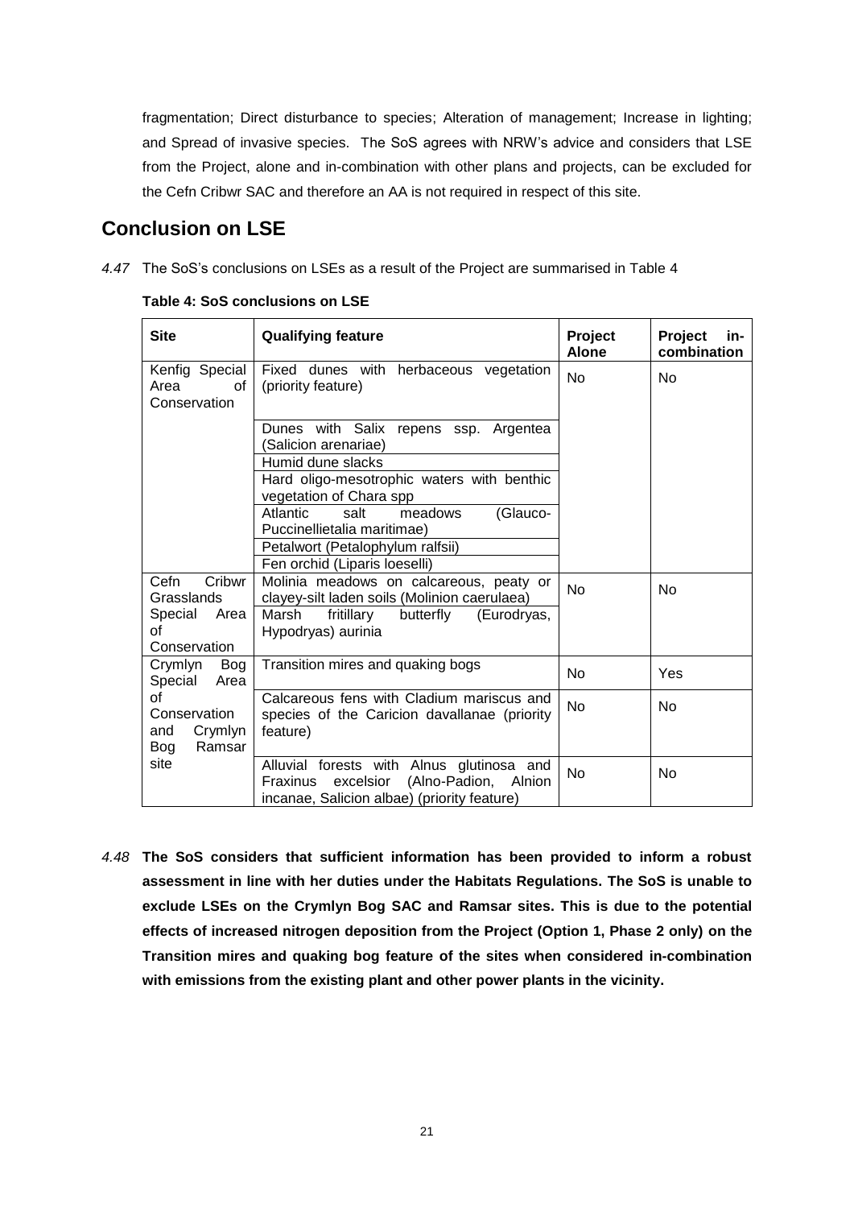fragmentation; Direct disturbance to species; Alteration of management; Increase in lighting; and Spread of invasive species. The SoS agrees with NRW's advice and considers that LSE from the Project, alone and in-combination with other plans and projects, can be excluded for the Cefn Cribwr SAC and therefore an AA is not required in respect of this site.

## Conclusion on LSE

*4.47* The SoS's conclusions on LSEs as a result of the Project are summarised in Table 4

**Table 4: SoS conclusions on LSE**

| Site | Qualifying feature | Project Alone | Project in-combination |
|---|---|---|---|
| Kenfig Special Area of Conservation | Fixed dunes with herbaceous vegetation (priority feature) | No | No |
| | Dunes with Salix repens ssp. Argentea (Salicion arenariae) | | |
| | Humid dune slacks | | |
| | Hard oligo-mesotrophic waters with benthic vegetation of Chara spp | | |
| | Atlantic salt meadows (Glauco-Puccinellietalia maritimae) | | |
| | Petalwort (Petalophylum ralfsii) | | |
| | Fen orchid (Liparis loeselli) | | |
| Cefn Cribwr Grasslands Special Area of Conservation | Molinia meadows on calcareous, peaty or clayey-silt laden soils (Molinion caerulaea) | No | No |
| | Marsh fritillary butterfly (Eurodryas, Hypodryas) aurinia | | |
| Crymlyn Bog Special Area of Conservation and Crymlyn Bog Ramsar site | Transition mires and quaking bogs | No | Yes |
| | Calcareous fens with Cladium mariscus and species of the Caricion davallanae (priority feature) | No | No |
| | Alluvial forests with Alnus glutinosa and Fraxinus excelsior (Alno-Padion, Alnion incanae, Salicion albae) (priority feature) | No | No |

*4.48* **The SoS considers that sufficient information has been provided to inform a robust assessment in line with her duties under the Habitats Regulations. The SoS is unable to exclude LSEs on the Crymlyn Bog SAC and Ramsar sites. This is due to the potential effects of increased nitrogen deposition from the Project (Option 1, Phase 2 only) on the Transition mires and quaking bog feature of the sites when considered in-combination with emissions from the existing plant and other power plants in the vicinity.**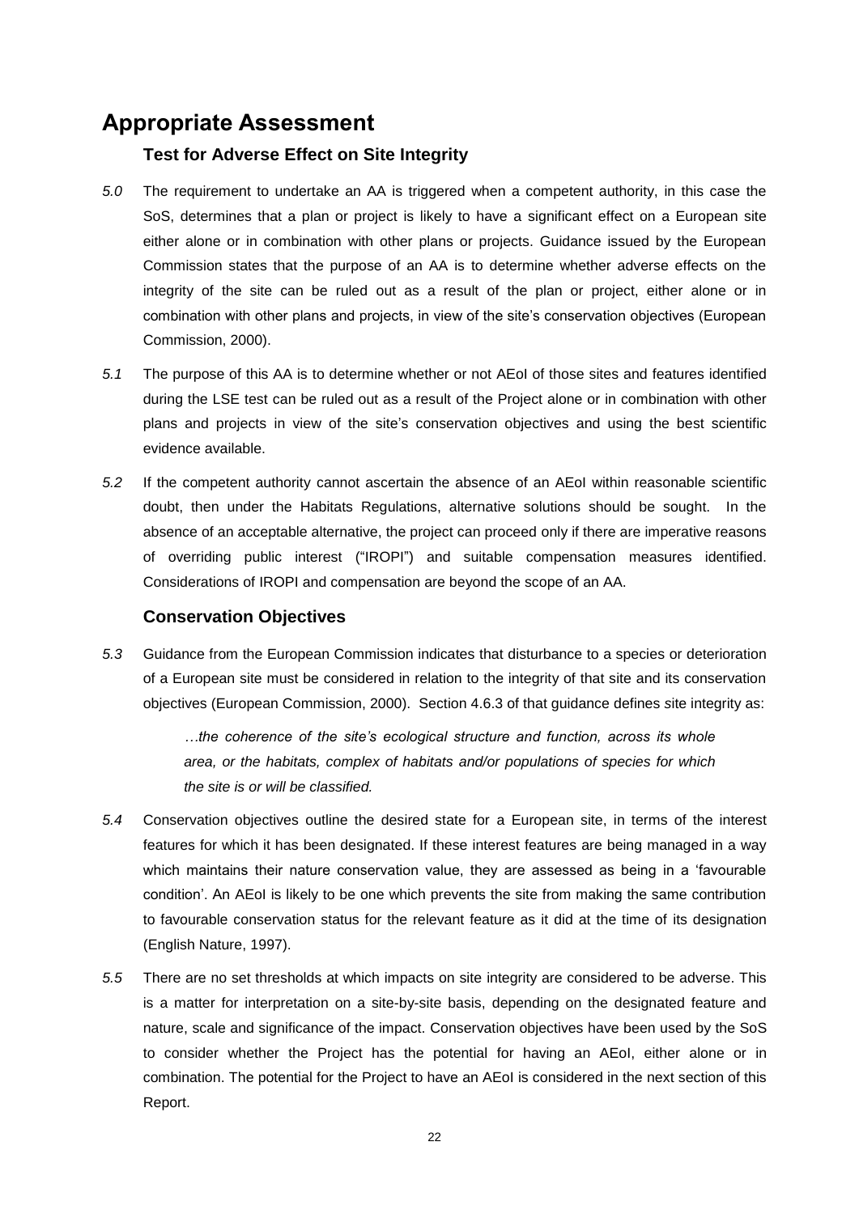# Appropriate Assessment

## Test for Adverse Effect on Site Integrity

*5.0* The requirement to undertake an AA is triggered when a competent authority, in this case the SoS, determines that a plan or project is likely to have a significant effect on a European site either alone or in combination with other plans or projects. Guidance issued by the European Commission states that the purpose of an AA is to determine whether adverse effects on the integrity of the site can be ruled out as a result of the plan or project, either alone or in combination with other plans and projects, in view of the site's conservation objectives (European Commission, 2000).

*5.1* The purpose of this AA is to determine whether or not AEoI of those sites and features identified during the LSE test can be ruled out as a result of the Project alone or in combination with other plans and projects in view of the site's conservation objectives and using the best scientific evidence available.

*5.2* If the competent authority cannot ascertain the absence of an AEoI within reasonable scientific doubt, then under the Habitats Regulations, alternative solutions should be sought. In the absence of an acceptable alternative, the project can proceed only if there are imperative reasons of overriding public interest ("IROPI") and suitable compensation measures identified. Considerations of IROPI and compensation are beyond the scope of an AA.

## Conservation Objectives

*5.3* Guidance from the European Commission indicates that disturbance to a species or deterioration of a European site must be considered in relation to the integrity of that site and its conservation objectives (European Commission, 2000). Section 4.6.3 of that guidance defines site integrity as:

> *…the coherence of the site's ecological structure and function, across its whole area, or the habitats, complex of habitats and/or populations of species for which the site is or will be classified.*

*5.4* Conservation objectives outline the desired state for a European site, in terms of the interest features for which it has been designated. If these interest features are being managed in a way which maintains their nature conservation value, they are assessed as being in a 'favourable condition'. An AEoI is likely to be one which prevents the site from making the same contribution to favourable conservation status for the relevant feature as it did at the time of its designation (English Nature, 1997).

*5.5* There are no set thresholds at which impacts on site integrity are considered to be adverse. This is a matter for interpretation on a site-by-site basis, depending on the designated feature and nature, scale and significance of the impact. Conservation objectives have been used by the SoS to consider whether the Project has the potential for having an AEoI, either alone or in combination. The potential for the Project to have an AEoI is considered in the next section of this Report.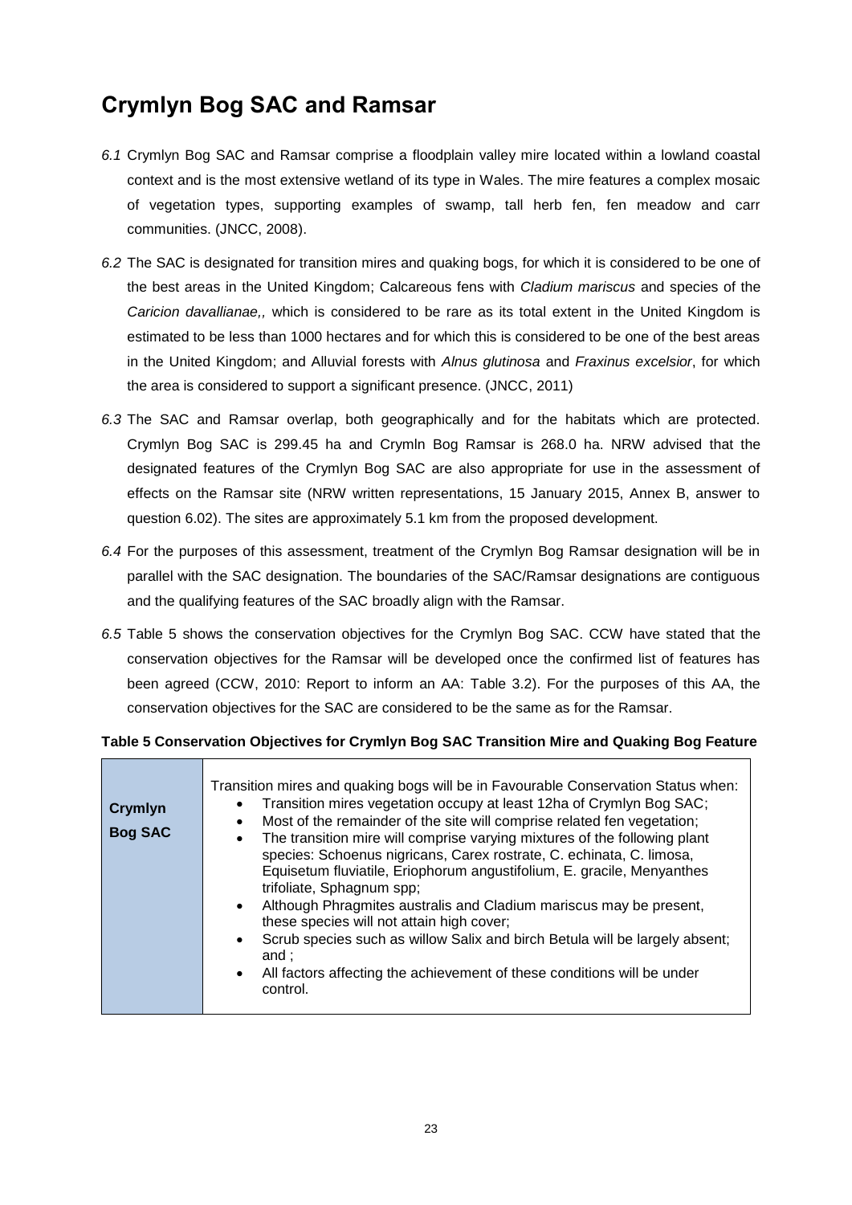## Crymlyn Bog SAC and Ramsar

*6.1* Crymlyn Bog SAC and Ramsar comprise a floodplain valley mire located within a lowland coastal context and is the most extensive wetland of its type in Wales. The mire features a complex mosaic of vegetation types, supporting examples of swamp, tall herb fen, fen meadow and carr communities. (JNCC, 2008).

*6.2* The SAC is designated for transition mires and quaking bogs, for which it is considered to be one of the best areas in the United Kingdom; Calcareous fens with *Cladium mariscus* and species of the *Caricion davallianae,,* which is considered to be rare as its total extent in the United Kingdom is estimated to be less than 1000 hectares and for which this is considered to be one of the best areas in the United Kingdom; and Alluvial forests with *Alnus glutinosa* and *Fraxinus excelsior*, for which the area is considered to support a significant presence. (JNCC, 2011)

*6.3* The SAC and Ramsar overlap, both geographically and for the habitats which are protected. Crymlyn Bog SAC is 299.45 ha and Crymln Bog Ramsar is 268.0 ha. NRW advised that the designated features of the Crymlyn Bog SAC are also appropriate for use in the assessment of effects on the Ramsar site (NRW written representations, 15 January 2015, Annex B, answer to question 6.02). The sites are approximately 5.1 km from the proposed development.

*6.4* For the purposes of this assessment, treatment of the Crymlyn Bog Ramsar designation will be in parallel with the SAC designation. The boundaries of the SAC/Ramsar designations are contiguous and the qualifying features of the SAC broadly align with the Ramsar.

*6.5* Table 5 shows the conservation objectives for the Crymlyn Bog SAC. CCW have stated that the conservation objectives for the Ramsar will be developed once the confirmed list of features has been agreed (CCW, 2010: Report to inform an AA: Table 3.2). For the purposes of this AA, the conservation objectives for the SAC are considered to be the same as for the Ramsar.

**Table 5 Conservation Objectives for Crymlyn Bog SAC Transition Mire and Quaking Bog Feature**

| | |
|---|---|
| **Crymlyn Bog SAC** | Transition mires and quaking bogs will be in Favourable Conservation Status when:<br>• Transition mires vegetation occupy at least 12ha of Crymlyn Bog SAC;<br>• Most of the remainder of the site will comprise related fen vegetation;<br>• The transition mire will comprise varying mixtures of the following plant species: Schoenus nigricans, Carex rostrate, C. echinata, C. limosa, Equisetum fluviatile, Eriophorum angustifolium, E. gracile, Menyanthes trifoliate, Sphagnum spp;<br>• Although Phragmites australis and Cladium mariscus may be present, these species will not attain high cover;<br>• Scrub species such as willow Salix and birch Betula will be largely absent; and ;<br>• All factors affecting the achievement of these conditions will be under control. |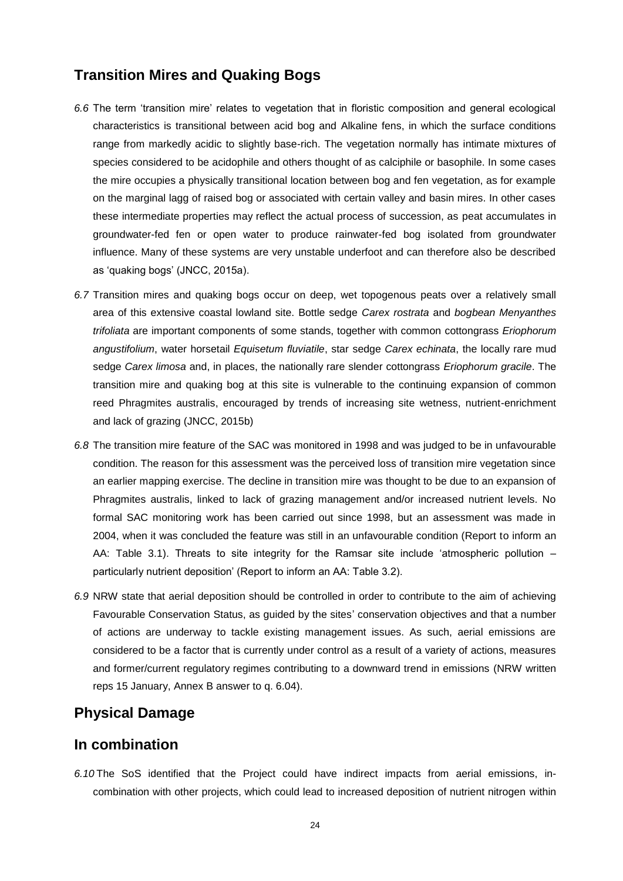## Transition Mires and Quaking Bogs

*6.6* The term 'transition mire' relates to vegetation that in floristic composition and general ecological characteristics is transitional between acid bog and Alkaline fens, in which the surface conditions range from markedly acidic to slightly base-rich. The vegetation normally has intimate mixtures of species considered to be acidophile and others thought of as calciphile or basophile. In some cases the mire occupies a physically transitional location between bog and fen vegetation, as for example on the marginal lagg of raised bog or associated with certain valley and basin mires. In other cases these intermediate properties may reflect the actual process of succession, as peat accumulates in groundwater-fed fen or open water to produce rainwater-fed bog isolated from groundwater influence. Many of these systems are very unstable underfoot and can therefore also be described as 'quaking bogs' (JNCC, 2015a).

*6.7* Transition mires and quaking bogs occur on deep, wet topogenous peats over a relatively small area of this extensive coastal lowland site. Bottle sedge *Carex rostrata* and *bogbean Menyanthes trifoliata* are important components of some stands, together with common cottongrass *Eriophorum angustifolium*, water horsetail *Equisetum fluviatile*, star sedge *Carex echinata*, the locally rare mud sedge *Carex limosa* and, in places, the nationally rare slender cottongrass *Eriophorum gracile*. The transition mire and quaking bog at this site is vulnerable to the continuing expansion of common reed Phragmites australis, encouraged by trends of increasing site wetness, nutrient-enrichment and lack of grazing (JNCC, 2015b)

*6.8* The transition mire feature of the SAC was monitored in 1998 and was judged to be in unfavourable condition. The reason for this assessment was the perceived loss of transition mire vegetation since an earlier mapping exercise. The decline in transition mire was thought to be due to an expansion of Phragmites australis, linked to lack of grazing management and/or increased nutrient levels. No formal SAC monitoring work has been carried out since 1998, but an assessment was made in 2004, when it was concluded the feature was still in an unfavourable condition (Report to inform an AA: Table 3.1). Threats to site integrity for the Ramsar site include 'atmospheric pollution – particularly nutrient deposition' (Report to inform an AA: Table 3.2).

*6.9* NRW state that aerial deposition should be controlled in order to contribute to the aim of achieving Favourable Conservation Status, as guided by the sites' conservation objectives and that a number of actions are underway to tackle existing management issues. As such, aerial emissions are considered to be a factor that is currently under control as a result of a variety of actions, measures and former/current regulatory regimes contributing to a downward trend in emissions (NRW written reps 15 January, Annex B answer to q. 6.04).

## Physical Damage

## In combination

*6.10* The SoS identified that the Project could have indirect impacts from aerial emissions, in-combination with other projects, which could lead to increased deposition of nutrient nitrogen within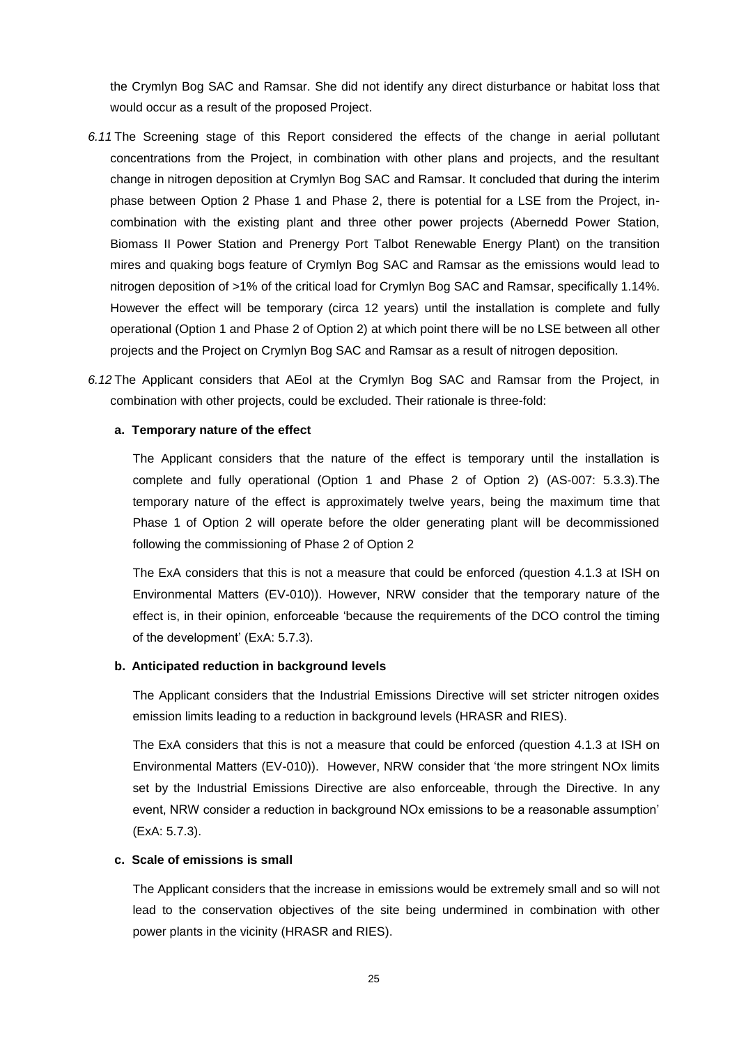the Crymlyn Bog SAC and Ramsar. She did not identify any direct disturbance or habitat loss that would occur as a result of the proposed Project.

*6.11* The Screening stage of this Report considered the effects of the change in aerial pollutant concentrations from the Project, in combination with other plans and projects, and the resultant change in nitrogen deposition at Crymlyn Bog SAC and Ramsar. It concluded that during the interim phase between Option 2 Phase 1 and Phase 2, there is potential for a LSE from the Project, in-combination with the existing plant and three other power projects (Abernedd Power Station, Biomass II Power Station and Prenergy Port Talbot Renewable Energy Plant) on the transition mires and quaking bogs feature of Crymlyn Bog SAC and Ramsar as the emissions would lead to nitrogen deposition of >1% of the critical load for Crymlyn Bog SAC and Ramsar, specifically 1.14%. However the effect will be temporary (circa 12 years) until the installation is complete and fully operational (Option 1 and Phase 2 of Option 2) at which point there will be no LSE between all other projects and the Project on Crymlyn Bog SAC and Ramsar as a result of nitrogen deposition.

*6.12* The Applicant considers that AEoI at the Crymlyn Bog SAC and Ramsar from the Project, in combination with other projects, could be excluded. Their rationale is three-fold:

**a. Temporary nature of the effect**

The Applicant considers that the nature of the effect is temporary until the installation is complete and fully operational (Option 1 and Phase 2 of Option 2) (AS-007: 5.3.3).The temporary nature of the effect is approximately twelve years, being the maximum time that Phase 1 of Option 2 will operate before the older generating plant will be decommissioned following the commissioning of Phase 2 of Option 2

The ExA considers that this is not a measure that could be enforced *(*question 4.1.3 at ISH on Environmental Matters (EV-010)). However, NRW consider that the temporary nature of the effect is, in their opinion, enforceable 'because the requirements of the DCO control the timing of the development' (ExA: 5.7.3).

**b. Anticipated reduction in background levels**

The Applicant considers that the Industrial Emissions Directive will set stricter nitrogen oxides emission limits leading to a reduction in background levels (HRASR and RIES).

The ExA considers that this is not a measure that could be enforced *(*question 4.1.3 at ISH on Environmental Matters (EV-010)). However, NRW consider that 'the more stringent NOx limits set by the Industrial Emissions Directive are also enforceable, through the Directive. In any event, NRW consider a reduction in background NOx emissions to be a reasonable assumption' (ExA: 5.7.3).

**c. Scale of emissions is small**

The Applicant considers that the increase in emissions would be extremely small and so will not lead to the conservation objectives of the site being undermined in combination with other power plants in the vicinity (HRASR and RIES).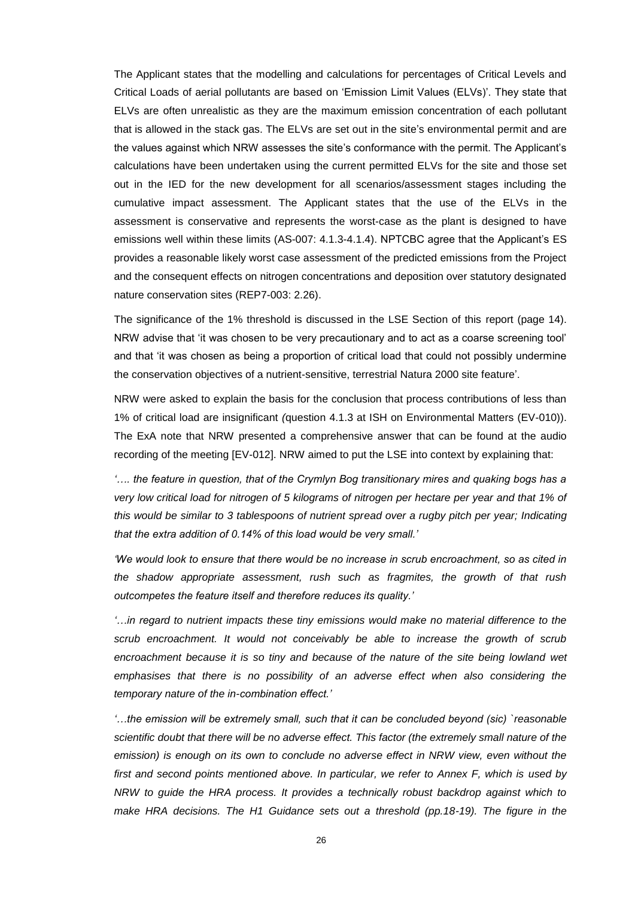The Applicant states that the modelling and calculations for percentages of Critical Levels and Critical Loads of aerial pollutants are based on 'Emission Limit Values (ELVs)'. They state that ELVs are often unrealistic as they are the maximum emission concentration of each pollutant that is allowed in the stack gas. The ELVs are set out in the site's environmental permit and are the values against which NRW assesses the site's conformance with the permit. The Applicant's calculations have been undertaken using the current permitted ELVs for the site and those set out in the IED for the new development for all scenarios/assessment stages including the cumulative impact assessment. The Applicant states that the use of the ELVs in the assessment is conservative and represents the worst-case as the plant is designed to have emissions well within these limits (AS-007: 4.1.3-4.1.4). NPTCBC agree that the Applicant's ES provides a reasonable likely worst case assessment of the predicted emissions from the Project and the consequent effects on nitrogen concentrations and deposition over statutory designated nature conservation sites (REP7-003: 2.26).

The significance of the 1% threshold is discussed in the LSE Section of this report (page 14). NRW advise that 'it was chosen to be very precautionary and to act as a coarse screening tool' and that 'it was chosen as being a proportion of critical load that could not possibly undermine the conservation objectives of a nutrient-sensitive, terrestrial Natura 2000 site feature'.

NRW were asked to explain the basis for the conclusion that process contributions of less than 1% of critical load are insignificant (question 4.1.3 at ISH on Environmental Matters (EV-010)). The ExA note that NRW presented a comprehensive answer that can be found at the audio recording of the meeting [EV-012]. NRW aimed to put the LSE into context by explaining that:

*'…. the feature in question, that of the Crymlyn Bog transitionary mires and quaking bogs has a very low critical load for nitrogen of 5 kilograms of nitrogen per hectare per year and that 1% of this would be similar to 3 tablespoons of nutrient spread over a rugby pitch per year; Indicating that the extra addition of 0.14% of this load would be very small.'*

*'We would look to ensure that there would be no increase in scrub encroachment, so as cited in the shadow appropriate assessment, rush such as fragmites, the growth of that rush outcompetes the feature itself and therefore reduces its quality.'*

*'…in regard to nutrient impacts these tiny emissions would make no material difference to the scrub encroachment. It would not conceivably be able to increase the growth of scrub encroachment because it is so tiny and because of the nature of the site being lowland wet emphasises that there is no possibility of an adverse effect when also considering the temporary nature of the in-combination effect.'*

*'…the emission will be extremely small, such that it can be concluded beyond (sic) `reasonable scientific doubt that there will be no adverse effect. This factor (the extremely small nature of the emission) is enough on its own to conclude no adverse effect in NRW view, even without the first and second points mentioned above. In particular, we refer to Annex F, which is used by NRW to guide the HRA process. It provides a technically robust backdrop against which to make HRA decisions. The H1 Guidance sets out a threshold (pp.18-19). The figure in the*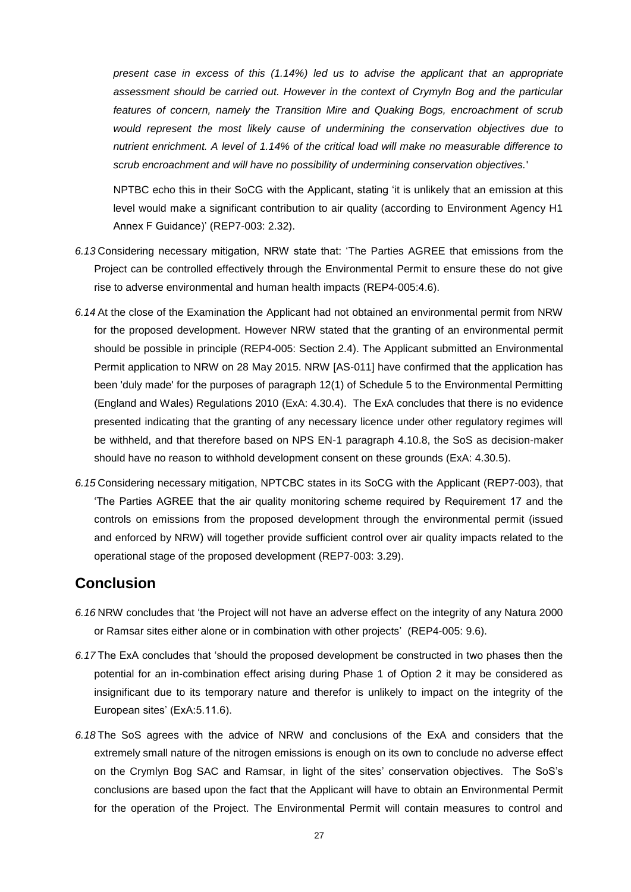*present case in excess of this (1.14%) led us to advise the applicant that an appropriate assessment should be carried out. However in the context of Crymyln Bog and the particular features of concern, namely the Transition Mire and Quaking Bogs, encroachment of scrub would represent the most likely cause of undermining the conservation objectives due to nutrient enrichment. A level of 1.14% of the critical load will make no measurable difference to scrub encroachment and will have no possibility of undermining conservation objectives.*'

NPTBC echo this in their SoCG with the Applicant, stating 'it is unlikely that an emission at this level would make a significant contribution to air quality (according to Environment Agency H1 Annex F Guidance)' (REP7-003: 2.32).

*6.13* Considering necessary mitigation, NRW state that: 'The Parties AGREE that emissions from the Project can be controlled effectively through the Environmental Permit to ensure these do not give rise to adverse environmental and human health impacts (REP4-005:4.6).

*6.14* At the close of the Examination the Applicant had not obtained an environmental permit from NRW for the proposed development. However NRW stated that the granting of an environmental permit should be possible in principle (REP4-005: Section 2.4). The Applicant submitted an Environmental Permit application to NRW on 28 May 2015. NRW [AS-011] have confirmed that the application has been 'duly made' for the purposes of paragraph 12(1) of Schedule 5 to the Environmental Permitting (England and Wales) Regulations 2010 (ExA: 4.30.4). The ExA concludes that there is no evidence presented indicating that the granting of any necessary licence under other regulatory regimes will be withheld, and that therefore based on NPS EN-1 paragraph 4.10.8, the SoS as decision-maker should have no reason to withhold development consent on these grounds (ExA: 4.30.5).

*6.15* Considering necessary mitigation, NPTCBC states in its SoCG with the Applicant (REP7-003), that 'The Parties AGREE that the air quality monitoring scheme required by Requirement 17 and the controls on emissions from the proposed development through the environmental permit (issued and enforced by NRW) will together provide sufficient control over air quality impacts related to the operational stage of the proposed development (REP7-003: 3.29).

## Conclusion

*6.16* NRW concludes that 'the Project will not have an adverse effect on the integrity of any Natura 2000 or Ramsar sites either alone or in combination with other projects' (REP4-005: 9.6).

*6.17* The ExA concludes that 'should the proposed development be constructed in two phases then the potential for an in-combination effect arising during Phase 1 of Option 2 it may be considered as insignificant due to its temporary nature and therefor is unlikely to impact on the integrity of the European sites' (ExA:5.11.6).

*6.18* The SoS agrees with the advice of NRW and conclusions of the ExA and considers that the extremely small nature of the nitrogen emissions is enough on its own to conclude no adverse effect on the Crymlyn Bog SAC and Ramsar, in light of the sites' conservation objectives. The SoS's conclusions are based upon the fact that the Applicant will have to obtain an Environmental Permit for the operation of the Project. The Environmental Permit will contain measures to control and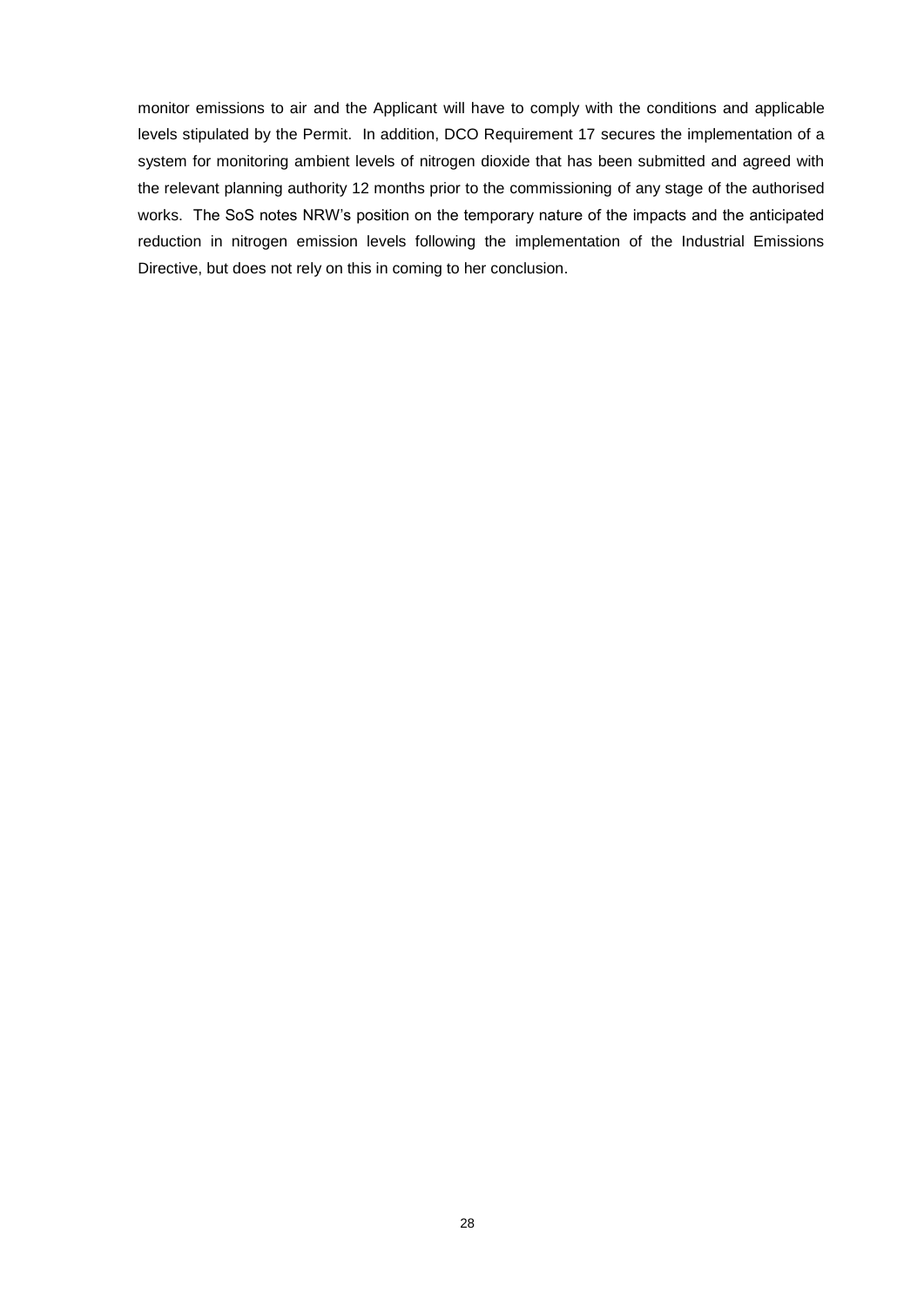monitor emissions to air and the Applicant will have to comply with the conditions and applicable levels stipulated by the Permit. In addition, DCO Requirement 17 secures the implementation of a system for monitoring ambient levels of nitrogen dioxide that has been submitted and agreed with the relevant planning authority 12 months prior to the commissioning of any stage of the authorised works. The SoS notes NRW's position on the temporary nature of the impacts and the anticipated reduction in nitrogen emission levels following the implementation of the Industrial Emissions Directive, but does not rely on this in coming to her conclusion.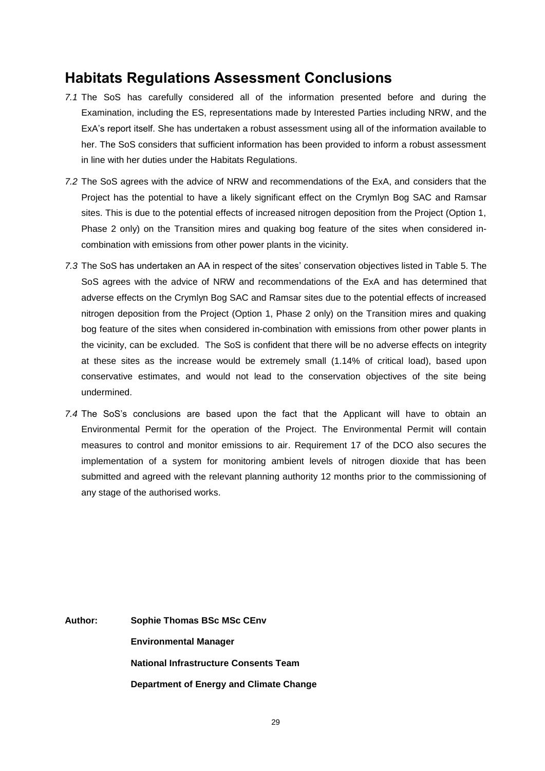## Habitats Regulations Assessment Conclusions

*7.1* The SoS has carefully considered all of the information presented before and during the Examination, including the ES, representations made by Interested Parties including NRW, and the ExA's report itself. She has undertaken a robust assessment using all of the information available to her. The SoS considers that sufficient information has been provided to inform a robust assessment in line with her duties under the Habitats Regulations.

*7.2* The SoS agrees with the advice of NRW and recommendations of the ExA, and considers that the Project has the potential to have a likely significant effect on the Crymlyn Bog SAC and Ramsar sites. This is due to the potential effects of increased nitrogen deposition from the Project (Option 1, Phase 2 only) on the Transition mires and quaking bog feature of the sites when considered in-combination with emissions from other power plants in the vicinity.

*7.3* The SoS has undertaken an AA in respect of the sites' conservation objectives listed in Table 5. The SoS agrees with the advice of NRW and recommendations of the ExA and has determined that adverse effects on the Crymlyn Bog SAC and Ramsar sites due to the potential effects of increased nitrogen deposition from the Project (Option 1, Phase 2 only) on the Transition mires and quaking bog feature of the sites when considered in-combination with emissions from other power plants in the vicinity, can be excluded. The SoS is confident that there will be no adverse effects on integrity at these sites as the increase would be extremely small (1.14% of critical load), based upon conservative estimates, and would not lead to the conservation objectives of the site being undermined.

*7.4* The SoS's conclusions are based upon the fact that the Applicant will have to obtain an Environmental Permit for the operation of the Project. The Environmental Permit will contain measures to control and monitor emissions to air. Requirement 17 of the DCO also secures the implementation of a system for monitoring ambient levels of nitrogen dioxide that has been submitted and agreed with the relevant planning authority 12 months prior to the commissioning of any stage of the authorised works.

**Author:** **Sophie Thomas BSc MSc CEnv**

**Environmental Manager**

**National Infrastructure Consents Team**

**Department of Energy and Climate Change**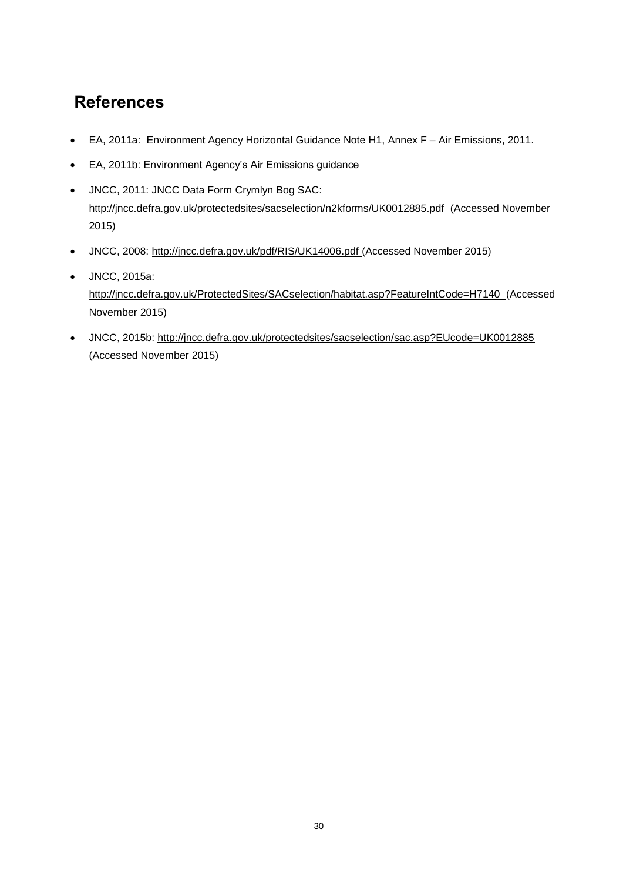# References

- EA, 2011a: Environment Agency Horizontal Guidance Note H1, Annex F – Air Emissions, 2011.
- EA, 2011b: Environment Agency's Air Emissions guidance
- JNCC, 2011: JNCC Data Form Crymlyn Bog SAC: http://jncc.defra.gov.uk/protectedsites/sacselection/n2kforms/UK0012885.pdf (Accessed November 2015)
- JNCC, 2008: http://jncc.defra.gov.uk/pdf/RIS/UK14006.pdf (Accessed November 2015)
- JNCC, 2015a: http://jncc.defra.gov.uk/ProtectedSites/SACselection/habitat.asp?FeatureIntCode=H7140 (Accessed November 2015)
- JNCC, 2015b: http://jncc.defra.gov.uk/protectedsites/sacselection/sac.asp?EUcode=UK0012885 (Accessed November 2015)